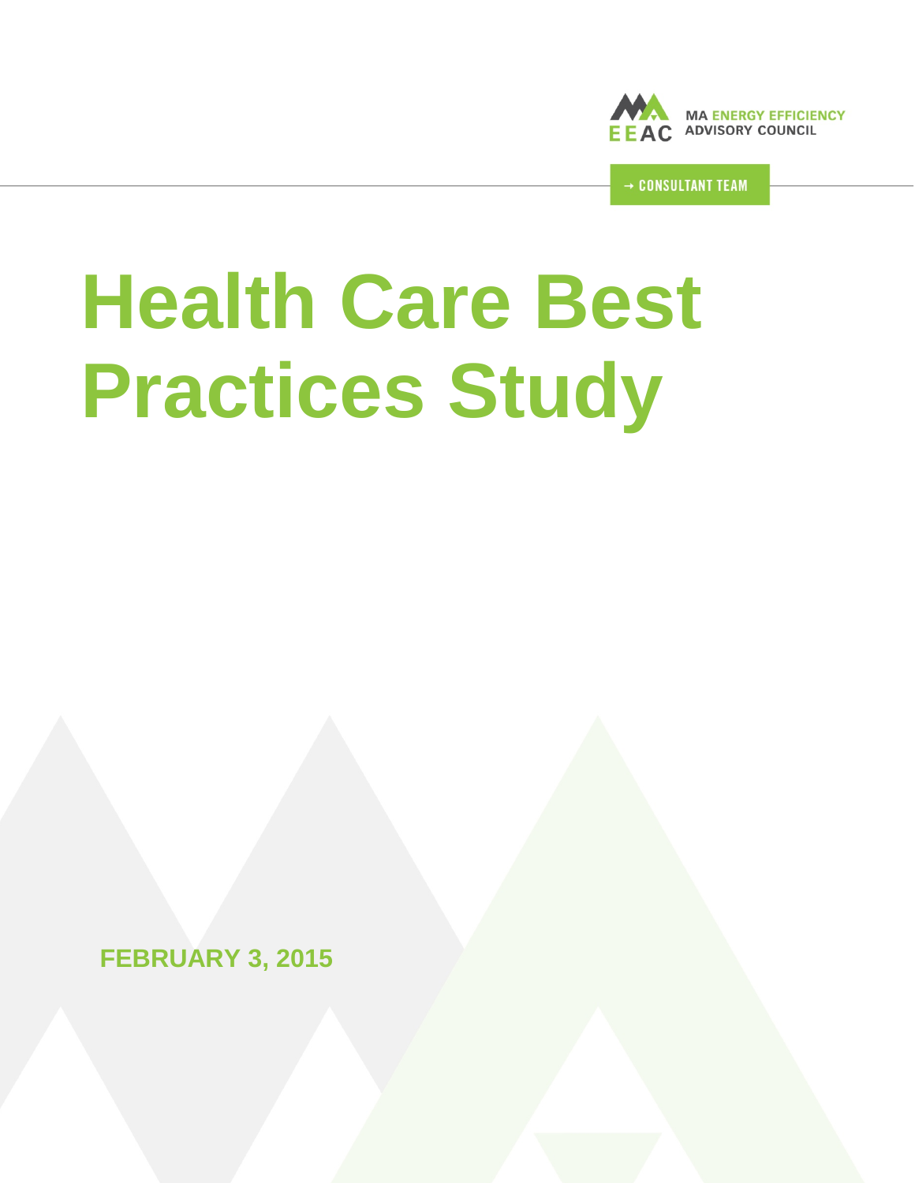MA ENERGY EFFICIENCY ADVISORY COUNCIL

→ CONSULTANT TEAM

# Health Care Best Practices Study

**FEBRUARY 3, 2015**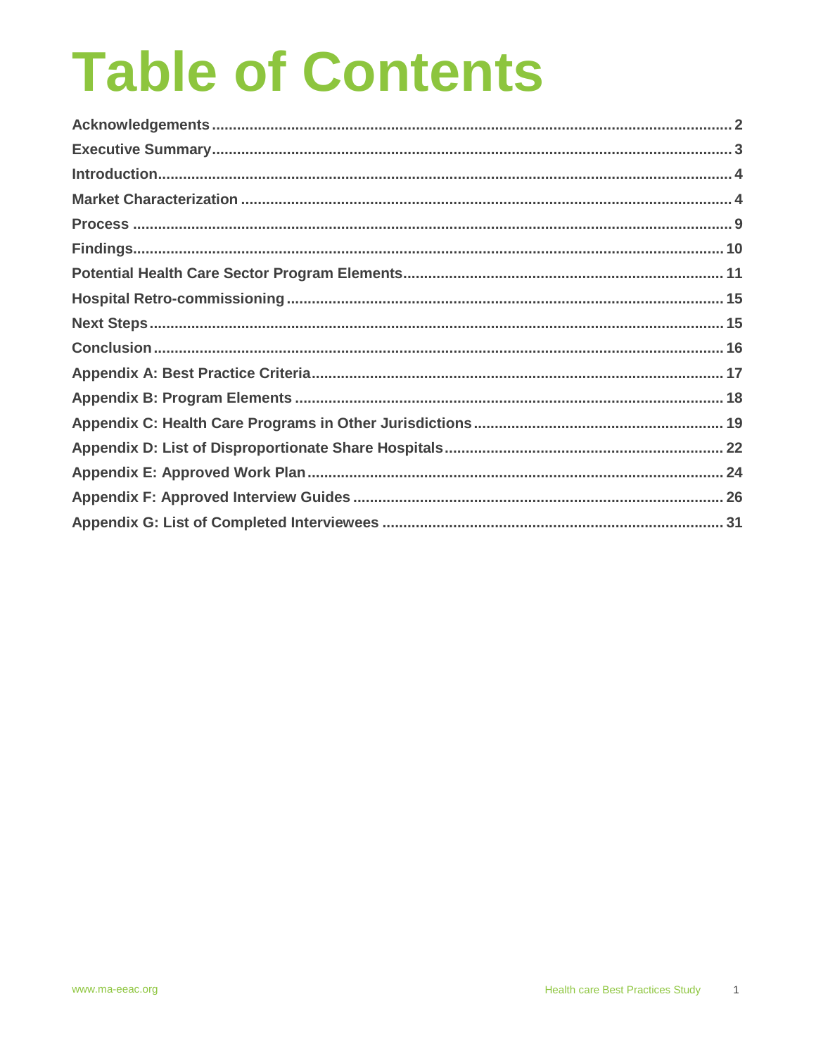# Table of Contents

| | |
|---|---|
| **Acknowledgements** | **2** |
| **Executive Summary** | **3** |
| **Introduction** | **4** |
| **Market Characterization** | **4** |
| **Process** | **9** |
| **Findings** | **10** |
| **Potential Health Care Sector Program Elements** | **11** |
| **Hospital Retro-commissioning** | **15** |
| **Next Steps** | **15** |
| **Conclusion** | **16** |
| **Appendix A: Best Practice Criteria** | **17** |
| **Appendix B: Program Elements** | **18** |
| **Appendix C: Health Care Programs in Other Jurisdictions** | **19** |
| **Appendix D: List of Disproportionate Share Hospitals** | **22** |
| **Appendix E: Approved Work Plan** | **24** |
| **Appendix F: Approved Interview Guides** | **26** |
| **Appendix G: List of Completed Interviewees** | **31** |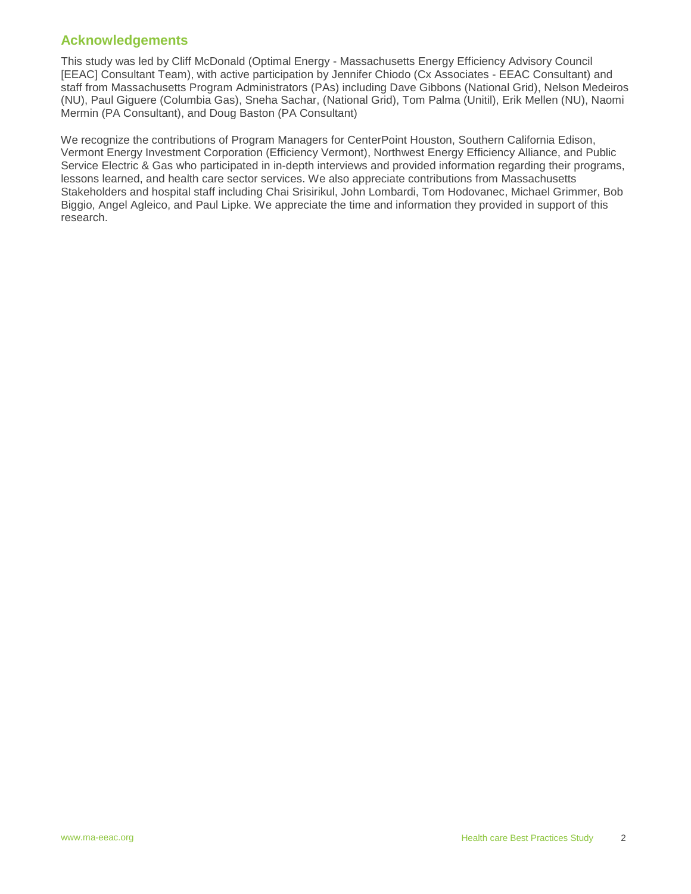## Acknowledgements

This study was led by Cliff McDonald (Optimal Energy - Massachusetts Energy Efficiency Advisory Council [EEAC] Consultant Team), with active participation by Jennifer Chiodo (Cx Associates - EEAC Consultant) and staff from Massachusetts Program Administrators (PAs) including Dave Gibbons (National Grid), Nelson Medeiros (NU), Paul Giguere (Columbia Gas), Sneha Sachar, (National Grid), Tom Palma (Unitil), Erik Mellen (NU), Naomi Mermin (PA Consultant), and Doug Baston (PA Consultant)

We recognize the contributions of Program Managers for CenterPoint Houston, Southern California Edison, Vermont Energy Investment Corporation (Efficiency Vermont), Northwest Energy Efficiency Alliance, and Public Service Electric & Gas who participated in in-depth interviews and provided information regarding their programs, lessons learned, and health care sector services. We also appreciate contributions from Massachusetts Stakeholders and hospital staff including Chai Srisirikul, John Lombardi, Tom Hodovanec, Michael Grimmer, Bob Biggio, Angel Agleico, and Paul Lipke. We appreciate the time and information they provided in support of this research.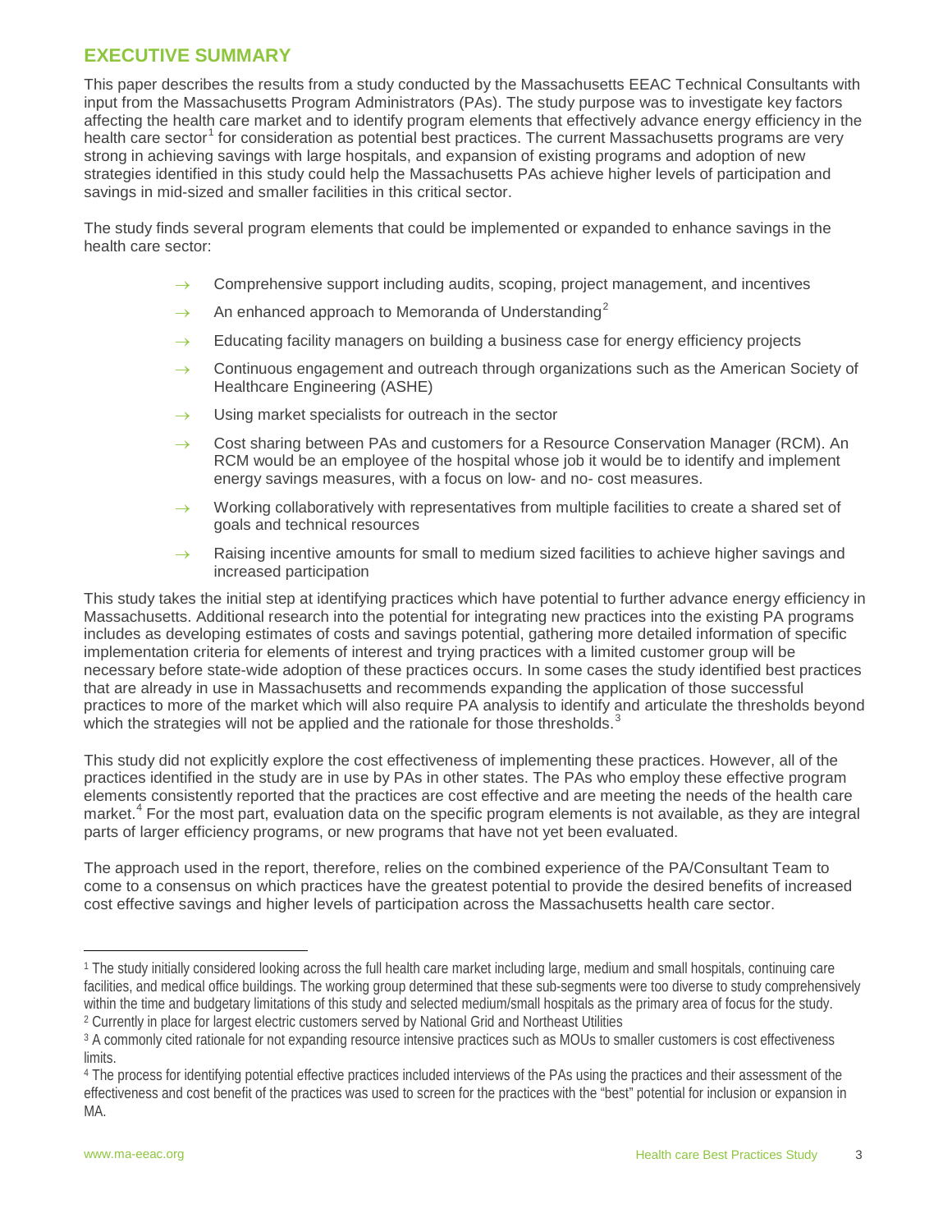## EXECUTIVE SUMMARY

This paper describes the results from a study conducted by the Massachusetts EEAC Technical Consultants with input from the Massachusetts Program Administrators (PAs). The study purpose was to investigate key factors affecting the health care market and to identify program elements that effectively advance energy efficiency in the health care sector[1] for consideration as potential best practices. The current Massachusetts programs are very strong in achieving savings with large hospitals, and expansion of existing programs and adoption of new strategies identified in this study could help the Massachusetts PAs achieve higher levels of participation and savings in mid-sized and smaller facilities in this critical sector.

The study finds several program elements that could be implemented or expanded to enhance savings in the health care sector:

- Comprehensive support including audits, scoping, project management, and incentives
- An enhanced approach to Memoranda of Understanding[2]
- Educating facility managers on building a business case for energy efficiency projects
- Continuous engagement and outreach through organizations such as the American Society of Healthcare Engineering (ASHE)
- Using market specialists for outreach in the sector
- Cost sharing between PAs and customers for a Resource Conservation Manager (RCM). An RCM would be an employee of the hospital whose job it would be to identify and implement energy savings measures, with a focus on low- and no- cost measures.
- Working collaboratively with representatives from multiple facilities to create a shared set of goals and technical resources
- Raising incentive amounts for small to medium sized facilities to achieve higher savings and increased participation

This study takes the initial step at identifying practices which have potential to further advance energy efficiency in Massachusetts. Additional research into the potential for integrating new practices into the existing PA programs includes as developing estimates of costs and savings potential, gathering more detailed information of specific implementation criteria for elements of interest and trying practices with a limited customer group will be necessary before state-wide adoption of these practices occurs. In some cases the study identified best practices that are already in use in Massachusetts and recommends expanding the application of those successful practices to more of the market which will also require PA analysis to identify and articulate the thresholds beyond which the strategies will not be applied and the rationale for those thresholds.[3]

This study did not explicitly explore the cost effectiveness of implementing these practices. However, all of the practices identified in the study are in use by PAs in other states. The PAs who employ these effective program elements consistently reported that the practices are cost effective and are meeting the needs of the health care market.[4] For the most part, evaluation data on the specific program elements is not available, as they are integral parts of larger efficiency programs, or new programs that have not yet been evaluated.

The approach used in the report, therefore, relies on the combined experience of the PA/Consultant Team to come to a consensus on which practices have the greatest potential to provide the desired benefits of increased cost effective savings and higher levels of participation across the Massachusetts health care sector.

---

[1] The study initially considered looking across the full health care market including large, medium and small hospitals, continuing care facilities, and medical office buildings. The working group determined that these sub-segments were too diverse to study comprehensively within the time and budgetary limitations of this study and selected medium/small hospitals as the primary area of focus for the study.

[2] Currently in place for largest electric customers served by National Grid and Northeast Utilities

[3] A commonly cited rationale for not expanding resource intensive practices such as MOUs to smaller customers is cost effectiveness limits.

[4] The process for identifying potential effective practices included interviews of the PAs using the practices and their assessment of the effectiveness and cost benefit of the practices was used to screen for the practices with the "best" potential for inclusion or expansion in MA.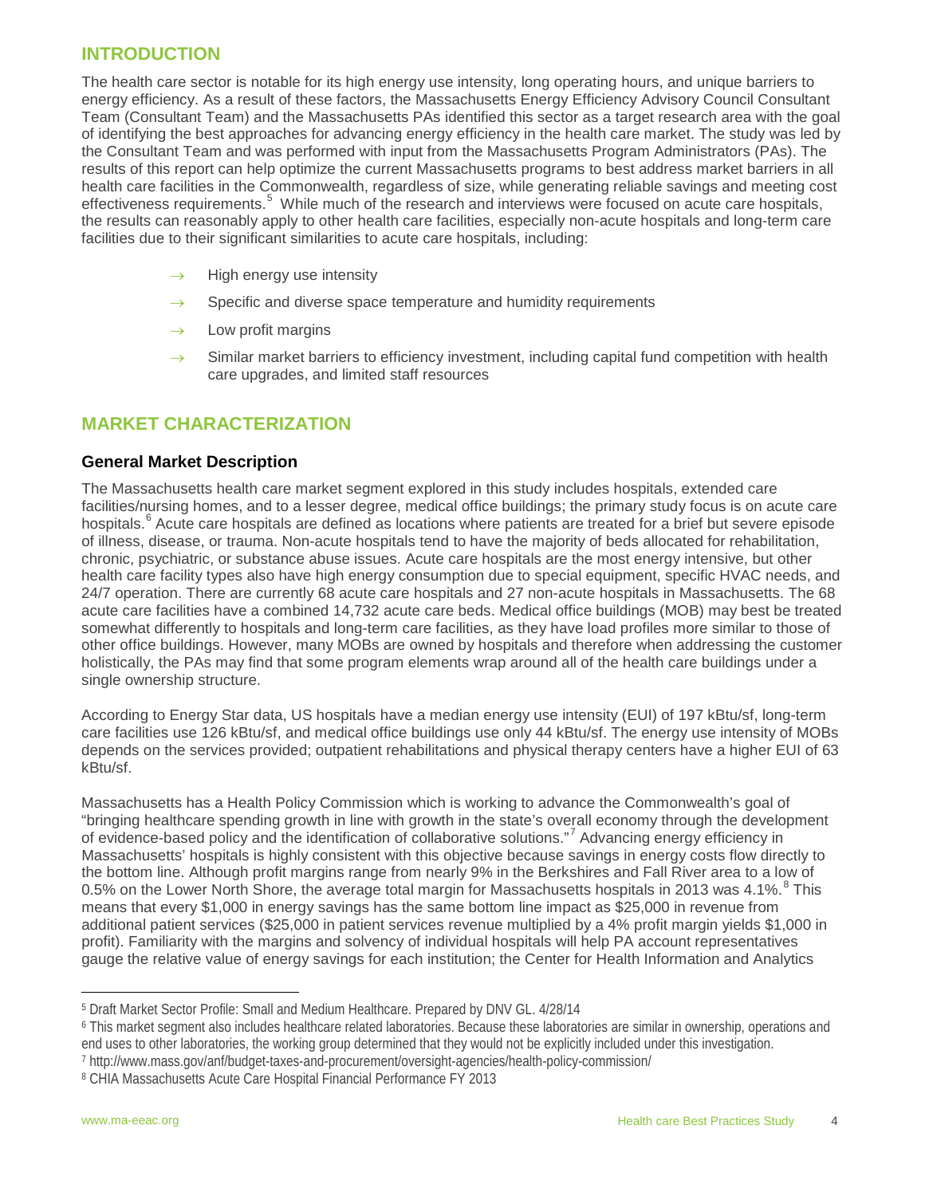## INTRODUCTION

The health care sector is notable for its high energy use intensity, long operating hours, and unique barriers to energy efficiency. As a result of these factors, the Massachusetts Energy Efficiency Advisory Council Consultant Team (Consultant Team) and the Massachusetts PAs identified this sector as a target research area with the goal of identifying the best approaches for advancing energy efficiency in the health care market. The study was led by the Consultant Team and was performed with input from the Massachusetts Program Administrators (PAs). The results of this report can help optimize the current Massachusetts programs to best address market barriers in all health care facilities in the Commonwealth, regardless of size, while generating reliable savings and meeting cost effectiveness requirements.[5] While much of the research and interviews were focused on acute care hospitals, the results can reasonably apply to other health care facilities, especially non-acute hospitals and long-term care facilities due to their significant similarities to acute care hospitals, including:

- High energy use intensity
- Specific and diverse space temperature and humidity requirements
- Low profit margins
- Similar market barriers to efficiency investment, including capital fund competition with health care upgrades, and limited staff resources

## MARKET CHARACTERIZATION

### General Market Description

The Massachusetts health care market segment explored in this study includes hospitals, extended care facilities/nursing homes, and to a lesser degree, medical office buildings; the primary study focus is on acute care hospitals.[6] Acute care hospitals are defined as locations where patients are treated for a brief but severe episode of illness, disease, or trauma. Non-acute hospitals tend to have the majority of beds allocated for rehabilitation, chronic, psychiatric, or substance abuse issues. Acute care hospitals are the most energy intensive, but other health care facility types also have high energy consumption due to special equipment, specific HVAC needs, and 24/7 operation. There are currently 68 acute care hospitals and 27 non-acute hospitals in Massachusetts. The 68 acute care facilities have a combined 14,732 acute care beds. Medical office buildings (MOB) may best be treated somewhat differently to hospitals and long-term care facilities, as they have load profiles more similar to those of other office buildings. However, many MOBs are owned by hospitals and therefore when addressing the customer holistically, the PAs may find that some program elements wrap around all of the health care buildings under a single ownership structure.

According to Energy Star data, US hospitals have a median energy use intensity (EUI) of 197 kBtu/sf, long-term care facilities use 126 kBtu/sf, and medical office buildings use only 44 kBtu/sf. The energy use intensity of MOBs depends on the services provided; outpatient rehabilitations and physical therapy centers have a higher EUI of 63 kBtu/sf.

Massachusetts has a Health Policy Commission which is working to advance the Commonwealth's goal of "bringing healthcare spending growth in line with growth in the state's overall economy through the development of evidence-based policy and the identification of collaborative solutions."[7] Advancing energy efficiency in Massachusetts' hospitals is highly consistent with this objective because savings in energy costs flow directly to the bottom line. Although profit margins range from nearly 9% in the Berkshires and Fall River area to a low of 0.5% on the Lower North Shore, the average total margin for Massachusetts hospitals in 2013 was 4.1%.[8] This means that every $1,000 in energy savings has the same bottom line impact as $25,000 in revenue from additional patient services ($25,000 in patient services revenue multiplied by a 4% profit margin yields $1,000 in profit). Familiarity with the margins and solvency of individual hospitals will help PA account representatives gauge the relative value of energy savings for each institution; the Center for Health Information and Analytics

---

[5] Draft Market Sector Profile: Small and Medium Healthcare. Prepared by DNV GL. 4/28/14

[6] This market segment also includes healthcare related laboratories. Because these laboratories are similar in ownership, operations and end uses to other laboratories, the working group determined that they would not be explicitly included under this investigation.

[7] http://www.mass.gov/anf/budget-taxes-and-procurement/oversight-agencies/health-policy-commission/

[8] CHIA Massachusetts Acute Care Hospital Financial Performance FY 2013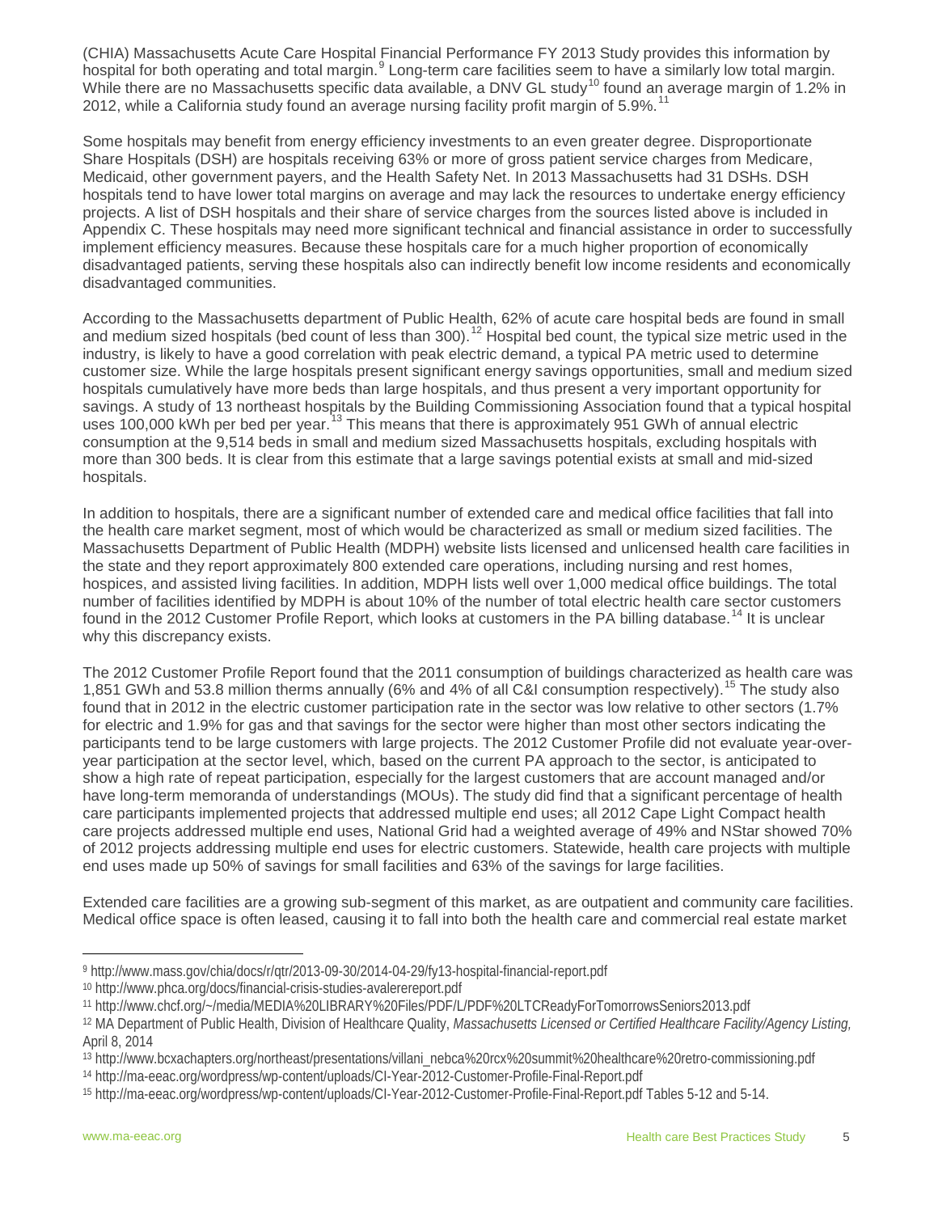(CHIA) Massachusetts Acute Care Hospital Financial Performance FY 2013 Study provides this information by hospital for both operating and total margin.[9] Long-term care facilities seem to have a similarly low total margin. While there are no Massachusetts specific data available, a DNV GL study[10] found an average margin of 1.2% in 2012, while a California study found an average nursing facility profit margin of 5.9%.[11]

Some hospitals may benefit from energy efficiency investments to an even greater degree. Disproportionate Share Hospitals (DSH) are hospitals receiving 63% or more of gross patient service charges from Medicare, Medicaid, other government payers, and the Health Safety Net. In 2013 Massachusetts had 31 DSHs. DSH hospitals tend to have lower total margins on average and may lack the resources to undertake energy efficiency projects. A list of DSH hospitals and their share of service charges from the sources listed above is included in Appendix C. These hospitals may need more significant technical and financial assistance in order to successfully implement efficiency measures. Because these hospitals care for a much higher proportion of economically disadvantaged patients, serving these hospitals also can indirectly benefit low income residents and economically disadvantaged communities.

According to the Massachusetts department of Public Health, 62% of acute care hospital beds are found in small and medium sized hospitals (bed count of less than 300).[12] Hospital bed count, the typical size metric used in the industry, is likely to have a good correlation with peak electric demand, a typical PA metric used to determine customer size. While the large hospitals present significant energy savings opportunities, small and medium sized hospitals cumulatively have more beds than large hospitals, and thus present a very important opportunity for savings. A study of 13 northeast hospitals by the Building Commissioning Association found that a typical hospital uses 100,000 kWh per bed per year.[13] This means that there is approximately 951 GWh of annual electric consumption at the 9,514 beds in small and medium sized Massachusetts hospitals, excluding hospitals with more than 300 beds. It is clear from this estimate that a large savings potential exists at small and mid-sized hospitals.

In addition to hospitals, there are a significant number of extended care and medical office facilities that fall into the health care market segment, most of which would be characterized as small or medium sized facilities. The Massachusetts Department of Public Health (MDPH) website lists licensed and unlicensed health care facilities in the state and they report approximately 800 extended care operations, including nursing and rest homes, hospices, and assisted living facilities. In addition, MDPH lists well over 1,000 medical office buildings. The total number of facilities identified by MDPH is about 10% of the number of total electric health care sector customers found in the 2012 Customer Profile Report, which looks at customers in the PA billing database.[14] It is unclear why this discrepancy exists.

The 2012 Customer Profile Report found that the 2011 consumption of buildings characterized as health care was 1,851 GWh and 53.8 million therms annually (6% and 4% of all C&I consumption respectively).[15] The study also found that in 2012 in the electric customer participation rate in the sector was low relative to other sectors (1.7% for electric and 1.9% for gas and that savings for the sector were higher than most other sectors indicating the participants tend to be large customers with large projects. The 2012 Customer Profile did not evaluate year-over-year participation at the sector level, which, based on the current PA approach to the sector, is anticipated to show a high rate of repeat participation, especially for the largest customers that are account managed and/or have long-term memoranda of understandings (MOUs). The study did find that a significant percentage of health care participants implemented projects that addressed multiple end uses; all 2012 Cape Light Compact health care projects addressed multiple end uses, National Grid had a weighted average of 49% and NStar showed 70% of 2012 projects addressing multiple end uses for electric customers. Statewide, health care projects with multiple end uses made up 50% of savings for small facilities and 63% of the savings for large facilities.

Extended care facilities are a growing sub-segment of this market, as are outpatient and community care facilities. Medical office space is often leased, causing it to fall into both the health care and commercial real estate market

---

[9] http://www.mass.gov/chia/docs/r/qtr/2013-09-30/2014-04-29/fy13-hospital-financial-report.pdf

[10] http://www.phca.org/docs/financial-crisis-studies-avalerereport.pdf

[11] http://www.chcf.org/~/media/MEDIA%20LIBRARY%20Files/PDF/L/PDF%20LTCReadyForTomorrowsSeniors2013.pdf

[12] MA Department of Public Health, Division of Healthcare Quality, *Massachusetts Licensed or Certified Healthcare Facility/Agency Listing,* April 8, 2014

[13] http://www.bcxachapters.org/northeast/presentations/villani_nebca%20rcx%20summit%20healthcare%20retro-commissioning.pdf

[14] http://ma-eeac.org/wordpress/wp-content/uploads/CI-Year-2012-Customer-Profile-Final-Report.pdf

[15] http://ma-eeac.org/wordpress/wp-content/uploads/CI-Year-2012-Customer-Profile-Final-Report.pdf Tables 5-12 and 5-14.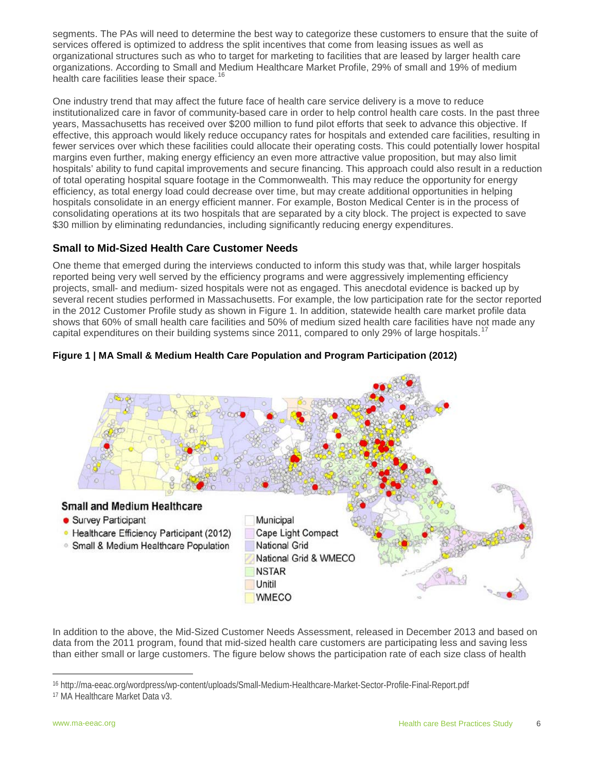segments. The PAs will need to determine the best way to categorize these customers to ensure that the suite of services offered is optimized to address the split incentives that come from leasing issues as well as organizational structures such as who to target for marketing to facilities that are leased by larger health care organizations. According to Small and Medium Healthcare Market Profile, 29% of small and 19% of medium health care facilities lease their space.[16]

One industry trend that may affect the future face of health care service delivery is a move to reduce institutionalized care in favor of community-based care in order to help control health care costs. In the past three years, Massachusetts has received over $200 million to fund pilot efforts that seek to advance this objective. If effective, this approach would likely reduce occupancy rates for hospitals and extended care facilities, resulting in fewer services over which these facilities could allocate their operating costs. This could potentially lower hospital margins even further, making energy efficiency an even more attractive value proposition, but may also limit hospitals' ability to fund capital improvements and secure financing. This approach could also result in a reduction of total operating hospital square footage in the Commonwealth. This may reduce the opportunity for energy efficiency, as total energy load could decrease over time, but may create additional opportunities in helping hospitals consolidate in an energy efficient manner. For example, Boston Medical Center is in the process of consolidating operations at its two hospitals that are separated by a city block. The project is expected to save $30 million by eliminating redundancies, including significantly reducing energy expenditures.

### Small to Mid-Sized Health Care Customer Needs

One theme that emerged during the interviews conducted to inform this study was that, while larger hospitals reported being very well served by the efficiency programs and were aggressively implementing efficiency projects, small- and medium- sized hospitals were not as engaged. This anecdotal evidence is backed up by several recent studies performed in Massachusetts. For example, the low participation rate for the sector reported in the 2012 Customer Profile study as shown in Figure 1. In addition, statewide health care market profile data shows that 60% of small health care facilities and 50% of medium sized health care facilities have not made any capital expenditures on their building systems since 2011, compared to only 29% of large hospitals.[17]

**Figure 1 | MA Small & Medium Health Care Population and Program Participation (2012)**

In addition to the above, the Mid-Sized Customer Needs Assessment, released in December 2013 and based on data from the 2011 program, found that mid-sized health care customers are participating less and saving less than either small or large customers. The figure below shows the participation rate of each size class of health

---

[16] http://ma-eeac.org/wordpress/wp-content/uploads/Small-Medium-Healthcare-Market-Sector-Profile-Final-Report.pdf

[17] MA Healthcare Market Data v3.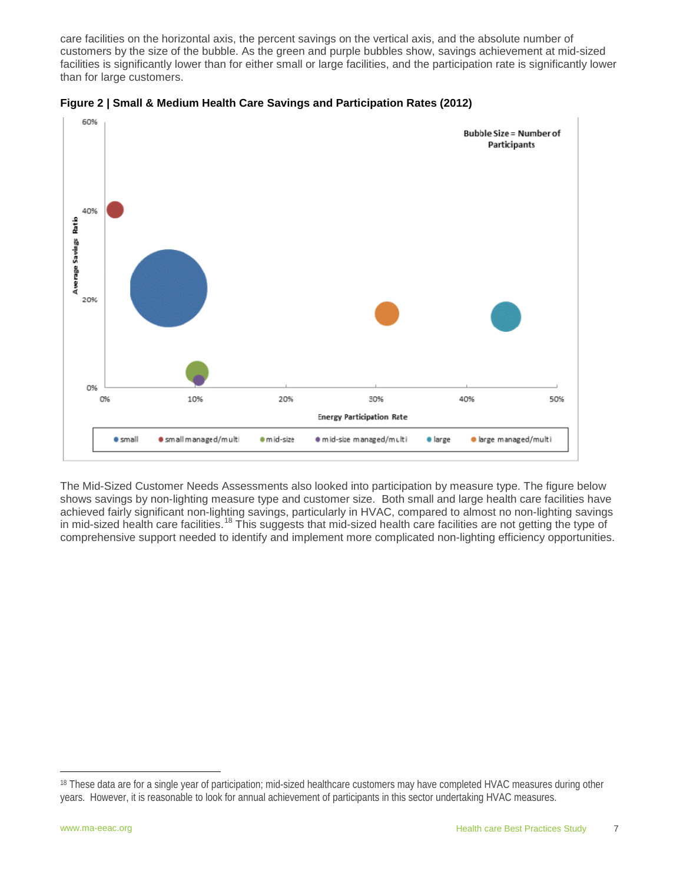care facilities on the horizontal axis, the percent savings on the vertical axis, and the absolute number of customers by the size of the bubble. As the green and purple bubbles show, savings achievement at mid-sized facilities is significantly lower than for either small or large facilities, and the participation rate is significantly lower than for large customers.

**Figure 2 | Small & Medium Health Care Savings and Participation Rates (2012)**

The Mid-Sized Customer Needs Assessments also looked into participation by measure type. The figure below shows savings by non-lighting measure type and customer size. Both small and large health care facilities have achieved fairly significant non-lighting savings, particularly in HVAC, compared to almost no non-lighting savings in mid-sized health care facilities.[18] This suggests that mid-sized health care facilities are not getting the type of comprehensive support needed to identify and implement more complicated non-lighting efficiency opportunities.

[18] These data are for a single year of participation; mid-sized healthcare customers may have completed HVAC measures during other years. However, it is reasonable to look for annual achievement of participants in this sector undertaking HVAC measures.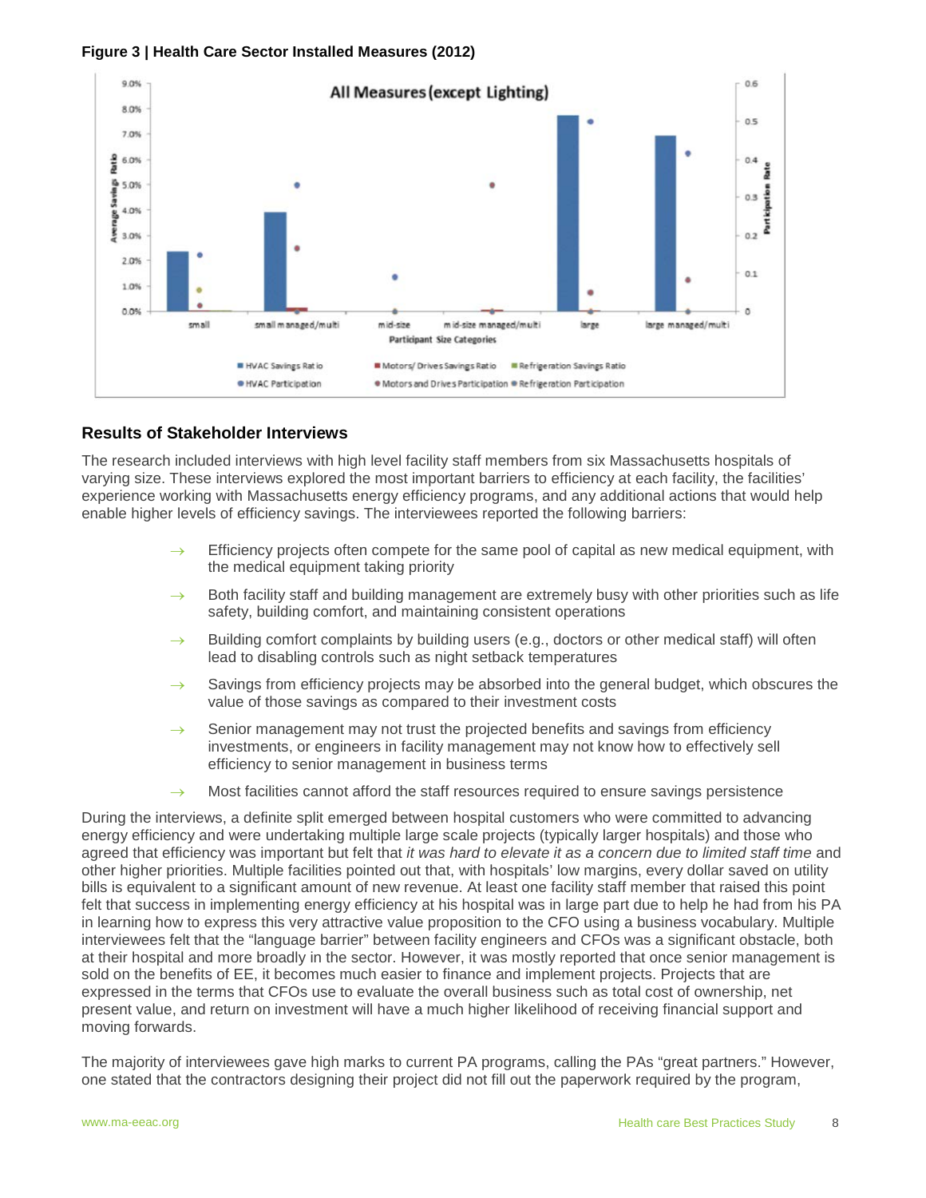**Figure 3 | Health Care Sector Installed Measures (2012)**

## Results of Stakeholder Interviews

The research included interviews with high level facility staff members from six Massachusetts hospitals of varying size. These interviews explored the most important barriers to efficiency at each facility, the facilities' experience working with Massachusetts energy efficiency programs, and any additional actions that would help enable higher levels of efficiency savings. The interviewees reported the following barriers:

- Efficiency projects often compete for the same pool of capital as new medical equipment, with the medical equipment taking priority
- Both facility staff and building management are extremely busy with other priorities such as life safety, building comfort, and maintaining consistent operations
- Building comfort complaints by building users (e.g., doctors or other medical staff) will often lead to disabling controls such as night setback temperatures
- Savings from efficiency projects may be absorbed into the general budget, which obscures the value of those savings as compared to their investment costs
- Senior management may not trust the projected benefits and savings from efficiency investments, or engineers in facility management may not know how to effectively sell efficiency to senior management in business terms
- Most facilities cannot afford the staff resources required to ensure savings persistence

During the interviews, a definite split emerged between hospital customers who were committed to advancing energy efficiency and were undertaking multiple large scale projects (typically larger hospitals) and those who agreed that efficiency was important but felt that *it was hard to elevate it as a concern due to limited staff time* and other higher priorities. Multiple facilities pointed out that, with hospitals' low margins, every dollar saved on utility bills is equivalent to a significant amount of new revenue. At least one facility staff member that raised this point felt that success in implementing energy efficiency at his hospital was in large part due to help he had from his PA in learning how to express this very attractive value proposition to the CFO using a business vocabulary. Multiple interviewees felt that the "language barrier" between facility engineers and CFOs was a significant obstacle, both at their hospital and more broadly in the sector. However, it was mostly reported that once senior management is sold on the benefits of EE, it becomes much easier to finance and implement projects. Projects that are expressed in the terms that CFOs use to evaluate the overall business such as total cost of ownership, net present value, and return on investment will have a much higher likelihood of receiving financial support and moving forwards.

The majority of interviewees gave high marks to current PA programs, calling the PAs "great partners." However, one stated that the contractors designing their project did not fill out the paperwork required by the program,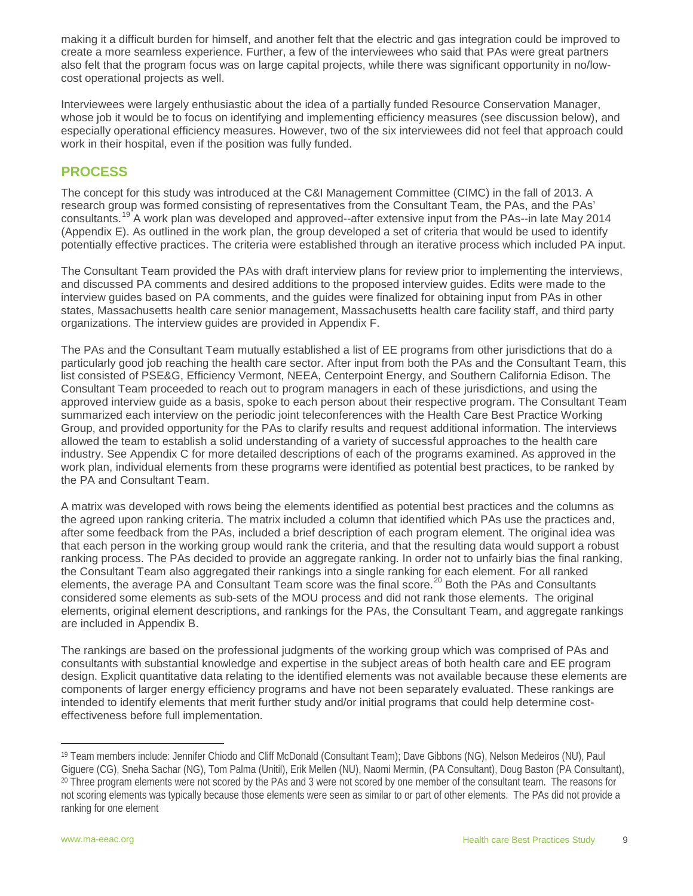making it a difficult burden for himself, and another felt that the electric and gas integration could be improved to create a more seamless experience. Further, a few of the interviewees who said that PAs were great partners also felt that the program focus was on large capital projects, while there was significant opportunity in no/low-cost operational projects as well.

Interviewees were largely enthusiastic about the idea of a partially funded Resource Conservation Manager, whose job it would be to focus on identifying and implementing efficiency measures (see discussion below), and especially operational efficiency measures. However, two of the six interviewees did not feel that approach could work in their hospital, even if the position was fully funded.

## PROCESS

The concept for this study was introduced at the C&I Management Committee (CIMC) in the fall of 2013. A research group was formed consisting of representatives from the Consultant Team, the PAs, and the PAs' consultants.[19] A work plan was developed and approved--after extensive input from the PAs--in late May 2014 (Appendix E). As outlined in the work plan, the group developed a set of criteria that would be used to identify potentially effective practices. The criteria were established through an iterative process which included PA input.

The Consultant Team provided the PAs with draft interview plans for review prior to implementing the interviews, and discussed PA comments and desired additions to the proposed interview guides. Edits were made to the interview guides based on PA comments, and the guides were finalized for obtaining input from PAs in other states, Massachusetts health care senior management, Massachusetts health care facility staff, and third party organizations. The interview guides are provided in Appendix F.

The PAs and the Consultant Team mutually established a list of EE programs from other jurisdictions that do a particularly good job reaching the health care sector. After input from both the PAs and the Consultant Team, this list consisted of PSE&G, Efficiency Vermont, NEEA, Centerpoint Energy, and Southern California Edison. The Consultant Team proceeded to reach out to program managers in each of these jurisdictions, and using the approved interview guide as a basis, spoke to each person about their respective program. The Consultant Team summarized each interview on the periodic joint teleconferences with the Health Care Best Practice Working Group, and provided opportunity for the PAs to clarify results and request additional information. The interviews allowed the team to establish a solid understanding of a variety of successful approaches to the health care industry. See Appendix C for more detailed descriptions of each of the programs examined. As approved in the work plan, individual elements from these programs were identified as potential best practices, to be ranked by the PA and Consultant Team.

A matrix was developed with rows being the elements identified as potential best practices and the columns as the agreed upon ranking criteria. The matrix included a column that identified which PAs use the practices and, after some feedback from the PAs, included a brief description of each program element. The original idea was that each person in the working group would rank the criteria, and that the resulting data would support a robust ranking process. The PAs decided to provide an aggregate ranking. In order not to unfairly bias the final ranking, the Consultant Team also aggregated their rankings into a single ranking for each element. For all ranked elements, the average PA and Consultant Team score was the final score.[20] Both the PAs and Consultants considered some elements as sub-sets of the MOU process and did not rank those elements. The original elements, original element descriptions, and rankings for the PAs, the Consultant Team, and aggregate rankings are included in Appendix B.

The rankings are based on the professional judgments of the working group which was comprised of PAs and consultants with substantial knowledge and expertise in the subject areas of both health care and EE program design. Explicit quantitative data relating to the identified elements was not available because these elements are components of larger energy efficiency programs and have not been separately evaluated. These rankings are intended to identify elements that merit further study and/or initial programs that could help determine cost-effectiveness before full implementation.

---

[19] Team members include: Jennifer Chiodo and Cliff McDonald (Consultant Team); Dave Gibbons (NG), Nelson Medeiros (NU), Paul Giguere (CG), Sneha Sachar (NG), Tom Palma (Unitil), Erik Mellen (NU), Naomi Mermin, (PA Consultant), Doug Baston (PA Consultant),

[20] Three program elements were not scored by the PAs and 3 were not scored by one member of the consultant team. The reasons for not scoring elements was typically because those elements were seen as similar to or part of other elements. The PAs did not provide a ranking for one element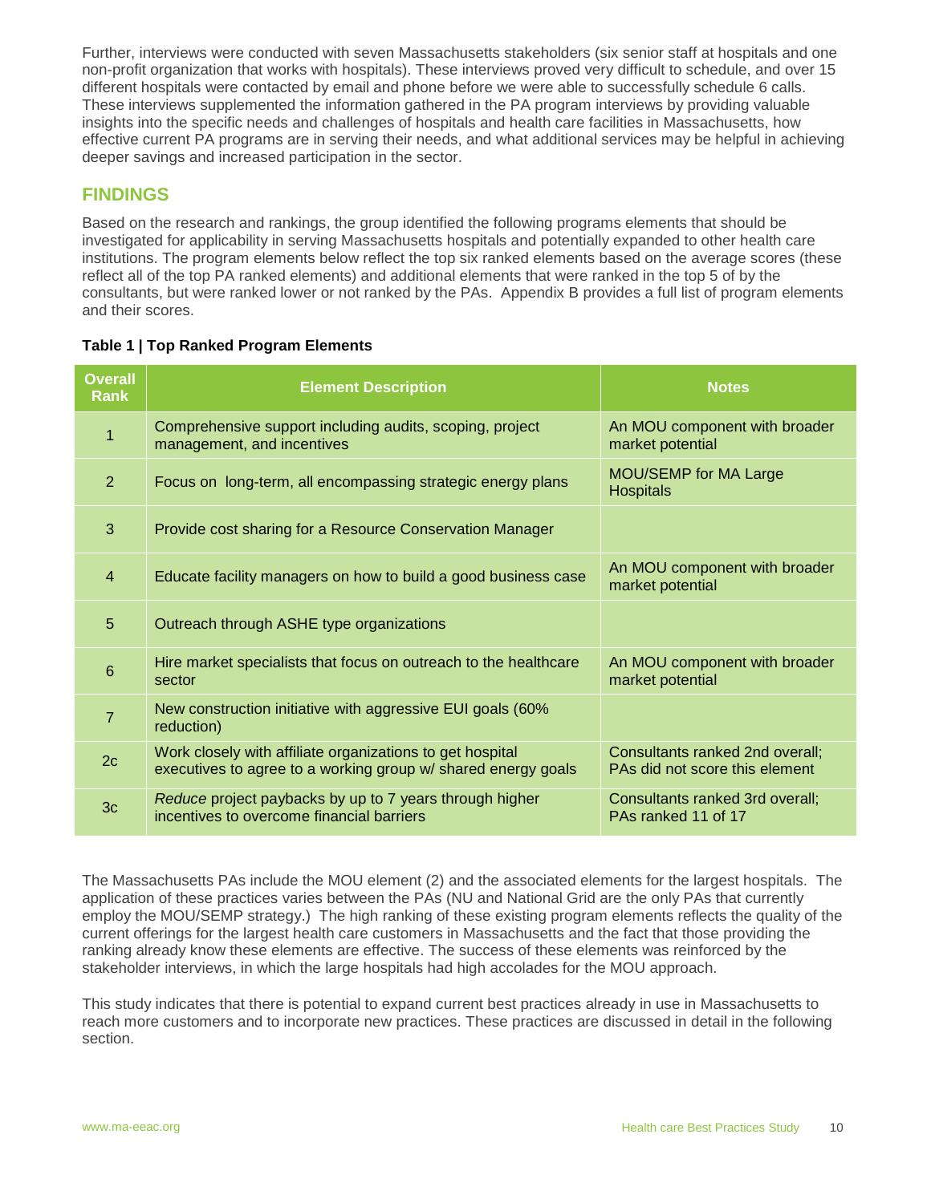Further, interviews were conducted with seven Massachusetts stakeholders (six senior staff at hospitals and one non-profit organization that works with hospitals). These interviews proved very difficult to schedule, and over 15 different hospitals were contacted by email and phone before we were able to successfully schedule 6 calls. These interviews supplemented the information gathered in the PA program interviews by providing valuable insights into the specific needs and challenges of hospitals and health care facilities in Massachusetts, how effective current PA programs are in serving their needs, and what additional services may be helpful in achieving deeper savings and increased participation in the sector.

## FINDINGS

Based on the research and rankings, the group identified the following programs elements that should be investigated for applicability in serving Massachusetts hospitals and potentially expanded to other health care institutions. The program elements below reflect the top six ranked elements based on the average scores (these reflect all of the top PA ranked elements) and additional elements that were ranked in the top 5 of by the consultants, but were ranked lower or not ranked by the PAs. Appendix B provides a full list of program elements and their scores.

**Table 1 | Top Ranked Program Elements**

| Overall Rank | Element Description | Notes |
|---|---|---|
| 1 | Comprehensive support including audits, scoping, project management, and incentives | An MOU component with broader market potential |
| 2 | Focus on long-term, all encompassing strategic energy plans | MOU/SEMP for MA Large Hospitals |
| 3 | Provide cost sharing for a Resource Conservation Manager | |
| 4 | Educate facility managers on how to build a good business case | An MOU component with broader market potential |
| 5 | Outreach through ASHE type organizations | |
| 6 | Hire market specialists that focus on outreach to the healthcare sector | An MOU component with broader market potential |
| 7 | New construction initiative with aggressive EUI goals (60% reduction) | |
| 2c | Work closely with affiliate organizations to get hospital executives to agree to a working group w/ shared energy goals | Consultants ranked 2nd overall; PAs did not score this element |
| 3c | *Reduce* project paybacks by up to 7 years through higher incentives to overcome financial barriers | Consultants ranked 3rd overall; PAs ranked 11 of 17 |

The Massachusetts PAs include the MOU element (2) and the associated elements for the largest hospitals. The application of these practices varies between the PAs (NU and National Grid are the only PAs that currently employ the MOU/SEMP strategy.) The high ranking of these existing program elements reflects the quality of the current offerings for the largest health care customers in Massachusetts and the fact that those providing the ranking already know these elements are effective. The success of these elements was reinforced by the stakeholder interviews, in which the large hospitals had high accolades for the MOU approach.

This study indicates that there is potential to expand current best practices already in use in Massachusetts to reach more customers and to incorporate new practices. These practices are discussed in detail in the following section.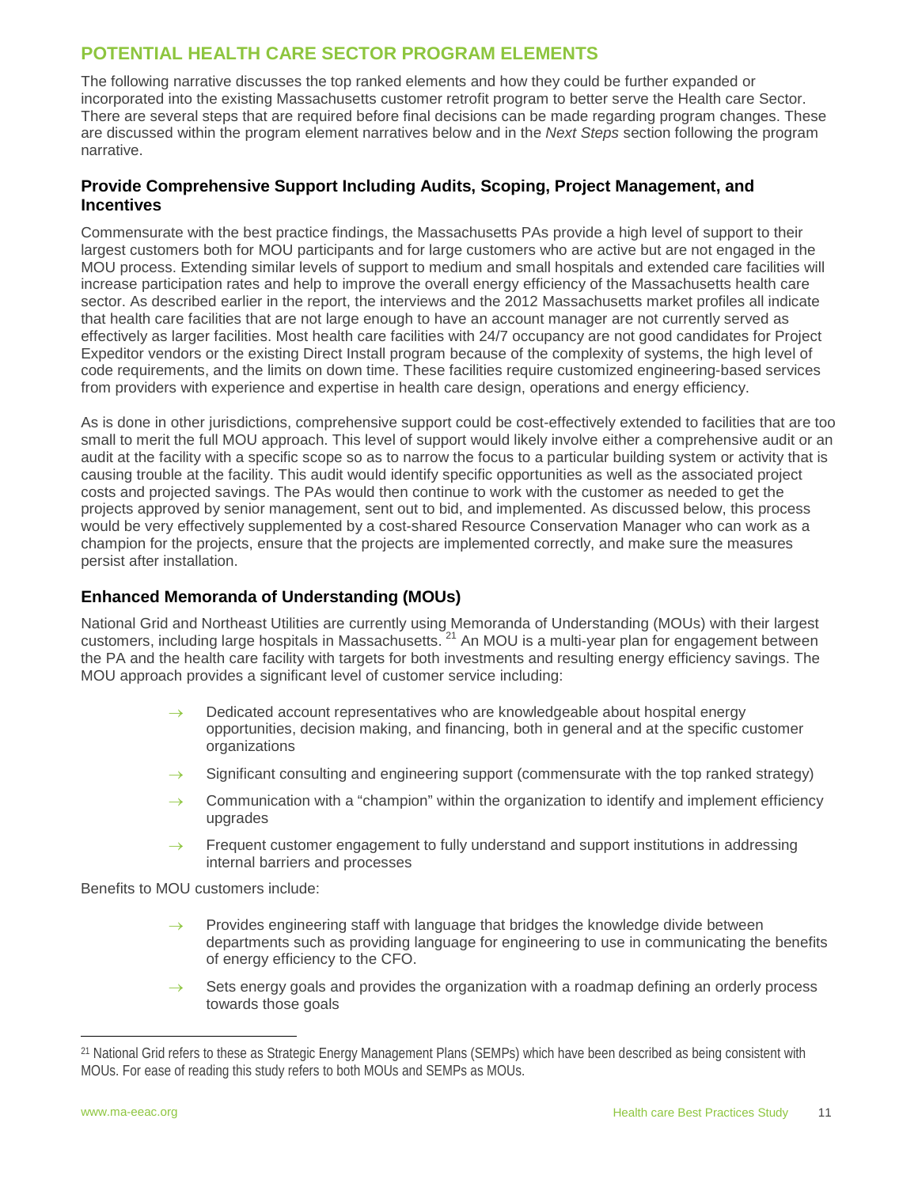## POTENTIAL HEALTH CARE SECTOR PROGRAM ELEMENTS

The following narrative discusses the top ranked elements and how they could be further expanded or incorporated into the existing Massachusetts customer retrofit program to better serve the Health care Sector. There are several steps that are required before final decisions can be made regarding program changes. These are discussed within the program element narratives below and in the *Next Steps* section following the program narrative.

### Provide Comprehensive Support Including Audits, Scoping, Project Management, and Incentives

Commensurate with the best practice findings, the Massachusetts PAs provide a high level of support to their largest customers both for MOU participants and for large customers who are active but are not engaged in the MOU process. Extending similar levels of support to medium and small hospitals and extended care facilities will increase participation rates and help to improve the overall energy efficiency of the Massachusetts health care sector. As described earlier in the report, the interviews and the 2012 Massachusetts market profiles all indicate that health care facilities that are not large enough to have an account manager are not currently served as effectively as larger facilities. Most health care facilities with 24/7 occupancy are not good candidates for Project Expeditor vendors or the existing Direct Install program because of the complexity of systems, the high level of code requirements, and the limits on down time. These facilities require customized engineering-based services from providers with experience and expertise in health care design, operations and energy efficiency.

As is done in other jurisdictions, comprehensive support could be cost-effectively extended to facilities that are too small to merit the full MOU approach. This level of support would likely involve either a comprehensive audit or an audit at the facility with a specific scope so as to narrow the focus to a particular building system or activity that is causing trouble at the facility. This audit would identify specific opportunities as well as the associated project costs and projected savings. The PAs would then continue to work with the customer as needed to get the projects approved by senior management, sent out to bid, and implemented. As discussed below, this process would be very effectively supplemented by a cost-shared Resource Conservation Manager who can work as a champion for the projects, ensure that the projects are implemented correctly, and make sure the measures persist after installation.

### Enhanced Memoranda of Understanding (MOUs)

National Grid and Northeast Utilities are currently using Memoranda of Understanding (MOUs) with their largest customers, including large hospitals in Massachusetts.[21] An MOU is a multi-year plan for engagement between the PA and the health care facility with targets for both investments and resulting energy efficiency savings. The MOU approach provides a significant level of customer service including:

- Dedicated account representatives who are knowledgeable about hospital energy opportunities, decision making, and financing, both in general and at the specific customer organizations
- Significant consulting and engineering support (commensurate with the top ranked strategy)
- Communication with a “champion” within the organization to identify and implement efficiency upgrades
- Frequent customer engagement to fully understand and support institutions in addressing internal barriers and processes

Benefits to MOU customers include:

- Provides engineering staff with language that bridges the knowledge divide between departments such as providing language for engineering to use in communicating the benefits of energy efficiency to the CFO.
- Sets energy goals and provides the organization with a roadmap defining an orderly process towards those goals

[21] National Grid refers to these as Strategic Energy Management Plans (SEMPs) which have been described as being consistent with MOUs. For ease of reading this study refers to both MOUs and SEMPs as MOUs.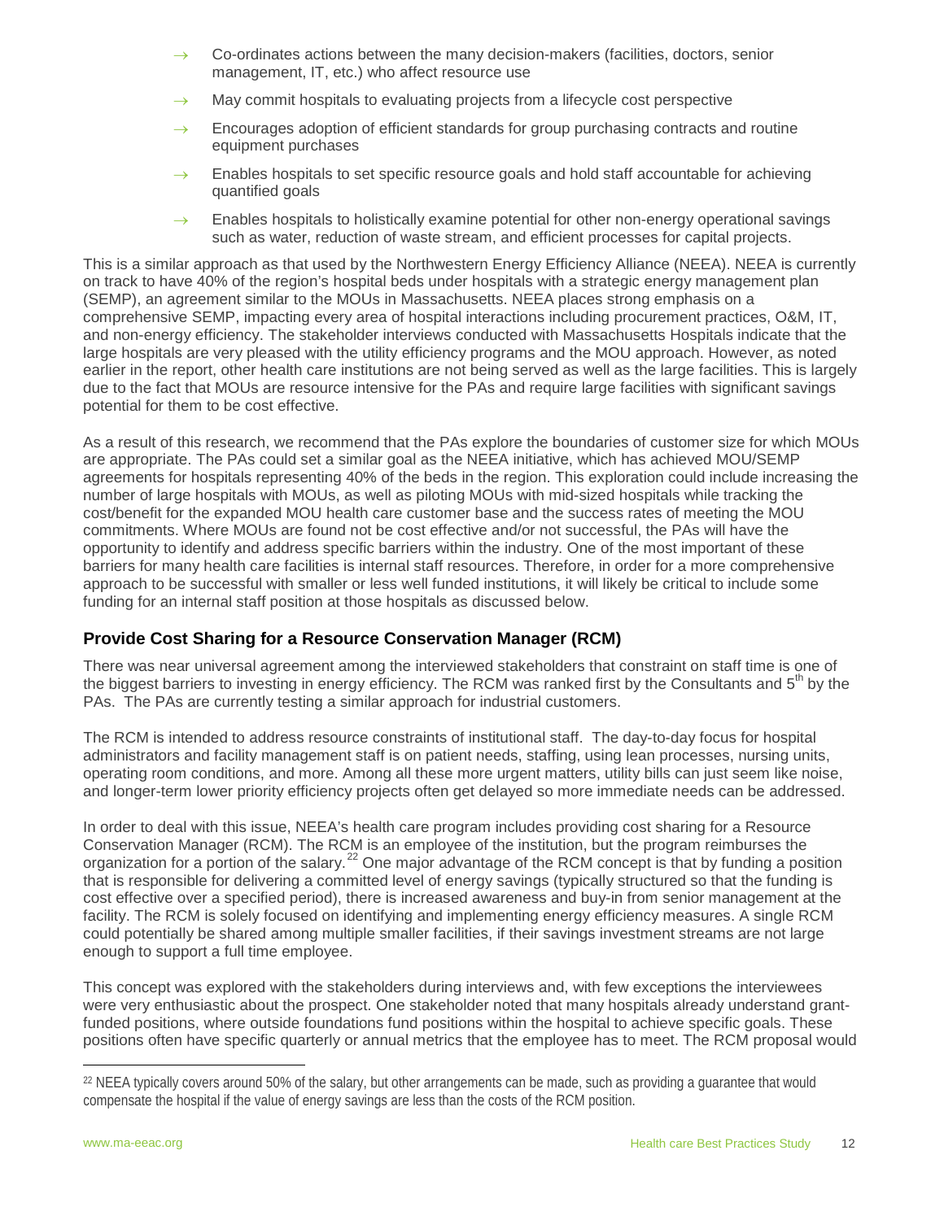- Co-ordinates actions between the many decision-makers (facilities, doctors, senior management, IT, etc.) who affect resource use
- May commit hospitals to evaluating projects from a lifecycle cost perspective
- Encourages adoption of efficient standards for group purchasing contracts and routine equipment purchases
- Enables hospitals to set specific resource goals and hold staff accountable for achieving quantified goals
- Enables hospitals to holistically examine potential for other non-energy operational savings such as water, reduction of waste stream, and efficient processes for capital projects.

This is a similar approach as that used by the Northwestern Energy Efficiency Alliance (NEEA). NEEA is currently on track to have 40% of the region's hospital beds under hospitals with a strategic energy management plan (SEMP), an agreement similar to the MOUs in Massachusetts. NEEA places strong emphasis on a comprehensive SEMP, impacting every area of hospital interactions including procurement practices, O&M, IT, and non-energy efficiency. The stakeholder interviews conducted with Massachusetts Hospitals indicate that the large hospitals are very pleased with the utility efficiency programs and the MOU approach. However, as noted earlier in the report, other health care institutions are not being served as well as the large facilities. This is largely due to the fact that MOUs are resource intensive for the PAs and require large facilities with significant savings potential for them to be cost effective.

As a result of this research, we recommend that the PAs explore the boundaries of customer size for which MOUs are appropriate. The PAs could set a similar goal as the NEEA initiative, which has achieved MOU/SEMP agreements for hospitals representing 40% of the beds in the region. This exploration could include increasing the number of large hospitals with MOUs, as well as piloting MOUs with mid-sized hospitals while tracking the cost/benefit for the expanded MOU health care customer base and the success rates of meeting the MOU commitments. Where MOUs are found not be cost effective and/or not successful, the PAs will have the opportunity to identify and address specific barriers within the industry. One of the most important of these barriers for many health care facilities is internal staff resources. Therefore, in order for a more comprehensive approach to be successful with smaller or less well funded institutions, it will likely be critical to include some funding for an internal staff position at those hospitals as discussed below.

### Provide Cost Sharing for a Resource Conservation Manager (RCM)

There was near universal agreement among the interviewed stakeholders that constraint on staff time is one of the biggest barriers to investing in energy efficiency. The RCM was ranked first by the Consultants and 5th by the PAs. The PAs are currently testing a similar approach for industrial customers.

The RCM is intended to address resource constraints of institutional staff. The day-to-day focus for hospital administrators and facility management staff is on patient needs, staffing, using lean processes, nursing units, operating room conditions, and more. Among all these more urgent matters, utility bills can just seem like noise, and longer-term lower priority efficiency projects often get delayed so more immediate needs can be addressed.

In order to deal with this issue, NEEA's health care program includes providing cost sharing for a Resource Conservation Manager (RCM). The RCM is an employee of the institution, but the program reimburses the organization for a portion of the salary.[22] One major advantage of the RCM concept is that by funding a position that is responsible for delivering a committed level of energy savings (typically structured so that the funding is cost effective over a specified period), there is increased awareness and buy-in from senior management at the facility. The RCM is solely focused on identifying and implementing energy efficiency measures. A single RCM could potentially be shared among multiple smaller facilities, if their savings investment streams are not large enough to support a full time employee.

This concept was explored with the stakeholders during interviews and, with few exceptions the interviewees were very enthusiastic about the prospect. One stakeholder noted that many hospitals already understand grant-funded positions, where outside foundations fund positions within the hospital to achieve specific goals. These positions often have specific quarterly or annual metrics that the employee has to meet. The RCM proposal would

---

[22] NEEA typically covers around 50% of the salary, but other arrangements can be made, such as providing a guarantee that would compensate the hospital if the value of energy savings are less than the costs of the RCM position.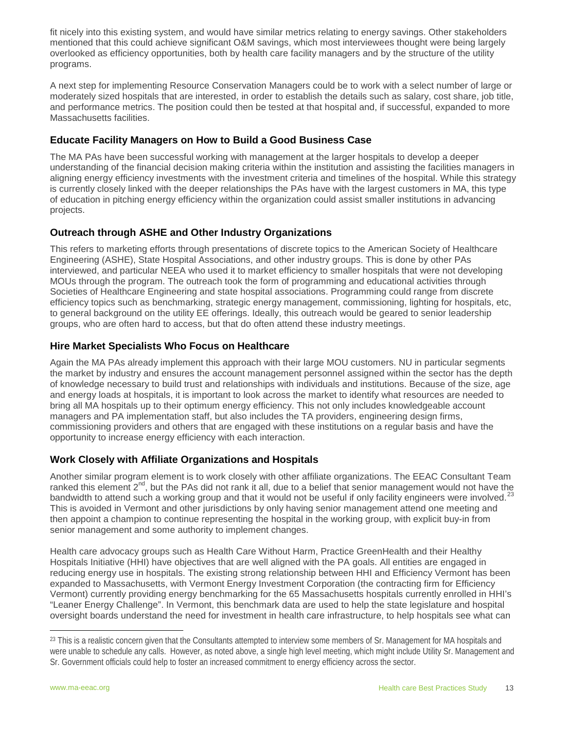fit nicely into this existing system, and would have similar metrics relating to energy savings. Other stakeholders mentioned that this could achieve significant O&M savings, which most interviewees thought were being largely overlooked as efficiency opportunities, both by health care facility managers and by the structure of the utility programs.

A next step for implementing Resource Conservation Managers could be to work with a select number of large or moderately sized hospitals that are interested, in order to establish the details such as salary, cost share, job title, and performance metrics. The position could then be tested at that hospital and, if successful, expanded to more Massachusetts facilities.

### Educate Facility Managers on How to Build a Good Business Case

The MA PAs have been successful working with management at the larger hospitals to develop a deeper understanding of the financial decision making criteria within the institution and assisting the facilities managers in aligning energy efficiency investments with the investment criteria and timelines of the hospital. While this strategy is currently closely linked with the deeper relationships the PAs have with the largest customers in MA, this type of education in pitching energy efficiency within the organization could assist smaller institutions in advancing projects.

### Outreach through ASHE and Other Industry Organizations

This refers to marketing efforts through presentations of discrete topics to the American Society of Healthcare Engineering (ASHE), State Hospital Associations, and other industry groups. This is done by other PAs interviewed, and particular NEEA who used it to market efficiency to smaller hospitals that were not developing MOUs through the program. The outreach took the form of programming and educational activities through Societies of Healthcare Engineering and state hospital associations. Programming could range from discrete efficiency topics such as benchmarking, strategic energy management, commissioning, lighting for hospitals, etc, to general background on the utility EE offerings. Ideally, this outreach would be geared to senior leadership groups, who are often hard to access, but that do often attend these industry meetings.

### Hire Market Specialists Who Focus on Healthcare

Again the MA PAs already implement this approach with their large MOU customers. NU in particular segments the market by industry and ensures the account management personnel assigned within the sector has the depth of knowledge necessary to build trust and relationships with individuals and institutions. Because of the size, age and energy loads at hospitals, it is important to look across the market to identify what resources are needed to bring all MA hospitals up to their optimum energy efficiency. This not only includes knowledgeable account managers and PA implementation staff, but also includes the TA providers, engineering design firms, commissioning providers and others that are engaged with these institutions on a regular basis and have the opportunity to increase energy efficiency with each interaction.

### Work Closely with Affiliate Organizations and Hospitals

Another similar program element is to work closely with other affiliate organizations. The EEAC Consultant Team ranked this element 2nd, but the PAs did not rank it all, due to a belief that senior management would not have the bandwidth to attend such a working group and that it would not be useful if only facility engineers were involved.[23] This is avoided in Vermont and other jurisdictions by only having senior management attend one meeting and then appoint a champion to continue representing the hospital in the working group, with explicit buy-in from senior management and some authority to implement changes.

Health care advocacy groups such as Health Care Without Harm, Practice GreenHealth and their Healthy Hospitals Initiative (HHI) have objectives that are well aligned with the PA goals. All entities are engaged in reducing energy use in hospitals. The existing strong relationship between HHI and Efficiency Vermont has been expanded to Massachusetts, with Vermont Energy Investment Corporation (the contracting firm for Efficiency Vermont) currently providing energy benchmarking for the 65 Massachusetts hospitals currently enrolled in HHI's "Leaner Energy Challenge". In Vermont, this benchmark data are used to help the state legislature and hospital oversight boards understand the need for investment in health care infrastructure, to help hospitals see what can

---

[23] This is a realistic concern given that the Consultants attempted to interview some members of Sr. Management for MA hospitals and were unable to schedule any calls. However, as noted above, a single high level meeting, which might include Utility Sr. Management and Sr. Government officials could help to foster an increased commitment to energy efficiency across the sector.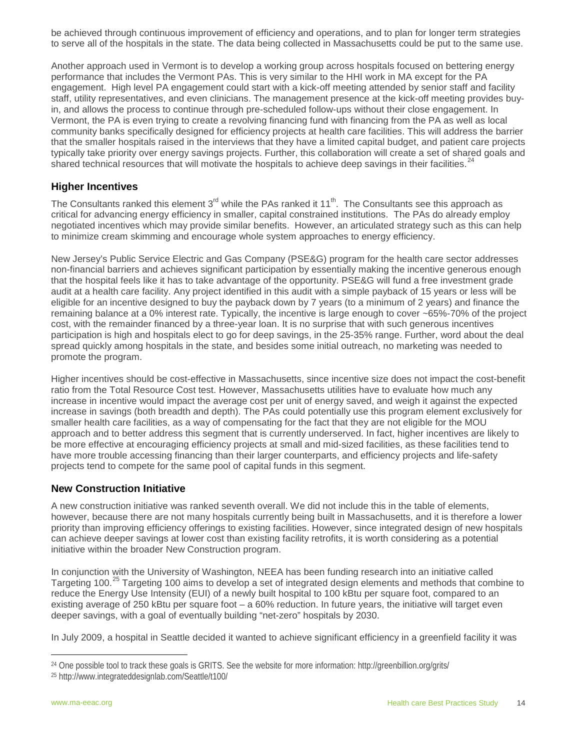be achieved through continuous improvement of efficiency and operations, and to plan for longer term strategies to serve all of the hospitals in the state. The data being collected in Massachusetts could be put to the same use.

Another approach used in Vermont is to develop a working group across hospitals focused on bettering energy performance that includes the Vermont PAs. This is very similar to the HHI work in MA except for the PA engagement. High level PA engagement could start with a kick-off meeting attended by senior staff and facility staff, utility representatives, and even clinicians. The management presence at the kick-off meeting provides buy-in, and allows the process to continue through pre-scheduled follow-ups without their close engagement. In Vermont, the PA is even trying to create a revolving financing fund with financing from the PA as well as local community banks specifically designed for efficiency projects at health care facilities. This will address the barrier that the smaller hospitals raised in the interviews that they have a limited capital budget, and patient care projects typically take priority over energy savings projects. Further, this collaboration will create a set of shared goals and shared technical resources that will motivate the hospitals to achieve deep savings in their facilities.[24]

### Higher Incentives

The Consultants ranked this element 3rd while the PAs ranked it 11th. The Consultants see this approach as critical for advancing energy efficiency in smaller, capital constrained institutions. The PAs do already employ negotiated incentives which may provide similar benefits. However, an articulated strategy such as this can help to minimize cream skimming and encourage whole system approaches to energy efficiency.

New Jersey's Public Service Electric and Gas Company (PSE&G) program for the health care sector addresses non-financial barriers and achieves significant participation by essentially making the incentive generous enough that the hospital feels like it has to take advantage of the opportunity. PSE&G will fund a free investment grade audit at a health care facility. Any project identified in this audit with a simple payback of 15 years or less will be eligible for an incentive designed to buy the payback down by 7 years (to a minimum of 2 years) and finance the remaining balance at a 0% interest rate. Typically, the incentive is large enough to cover ~65%-70% of the project cost, with the remainder financed by a three-year loan. It is no surprise that with such generous incentives participation is high and hospitals elect to go for deep savings, in the 25-35% range. Further, word about the deal spread quickly among hospitals in the state, and besides some initial outreach, no marketing was needed to promote the program.

Higher incentives should be cost-effective in Massachusetts, since incentive size does not impact the cost-benefit ratio from the Total Resource Cost test. However, Massachusetts utilities have to evaluate how much any increase in incentive would impact the average cost per unit of energy saved, and weigh it against the expected increase in savings (both breadth and depth). The PAs could potentially use this program element exclusively for smaller health care facilities, as a way of compensating for the fact that they are not eligible for the MOU approach and to better address this segment that is currently underserved. In fact, higher incentives are likely to be more effective at encouraging efficiency projects at small and mid-sized facilities, as these facilities tend to have more trouble accessing financing than their larger counterparts, and efficiency projects and life-safety projects tend to compete for the same pool of capital funds in this segment.

### New Construction Initiative

A new construction initiative was ranked seventh overall. We did not include this in the table of elements, however, because there are not many hospitals currently being built in Massachusetts, and it is therefore a lower priority than improving efficiency offerings to existing facilities. However, since integrated design of new hospitals can achieve deeper savings at lower cost than existing facility retrofits, it is worth considering as a potential initiative within the broader New Construction program.

In conjunction with the University of Washington, NEEA has been funding research into an initiative called Targeting 100.[25] Targeting 100 aims to develop a set of integrated design elements and methods that combine to reduce the Energy Use Intensity (EUI) of a newly built hospital to 100 kBtu per square foot, compared to an existing average of 250 kBtu per square foot – a 60% reduction. In future years, the initiative will target even deeper savings, with a goal of eventually building "net-zero" hospitals by 2030.

In July 2009, a hospital in Seattle decided it wanted to achieve significant efficiency in a greenfield facility it was

---

[24] One possible tool to track these goals is GRITS. See the website for more information: http://greenbillion.org/grits/

[25] http://www.integrateddesignlab.com/Seattle/t100/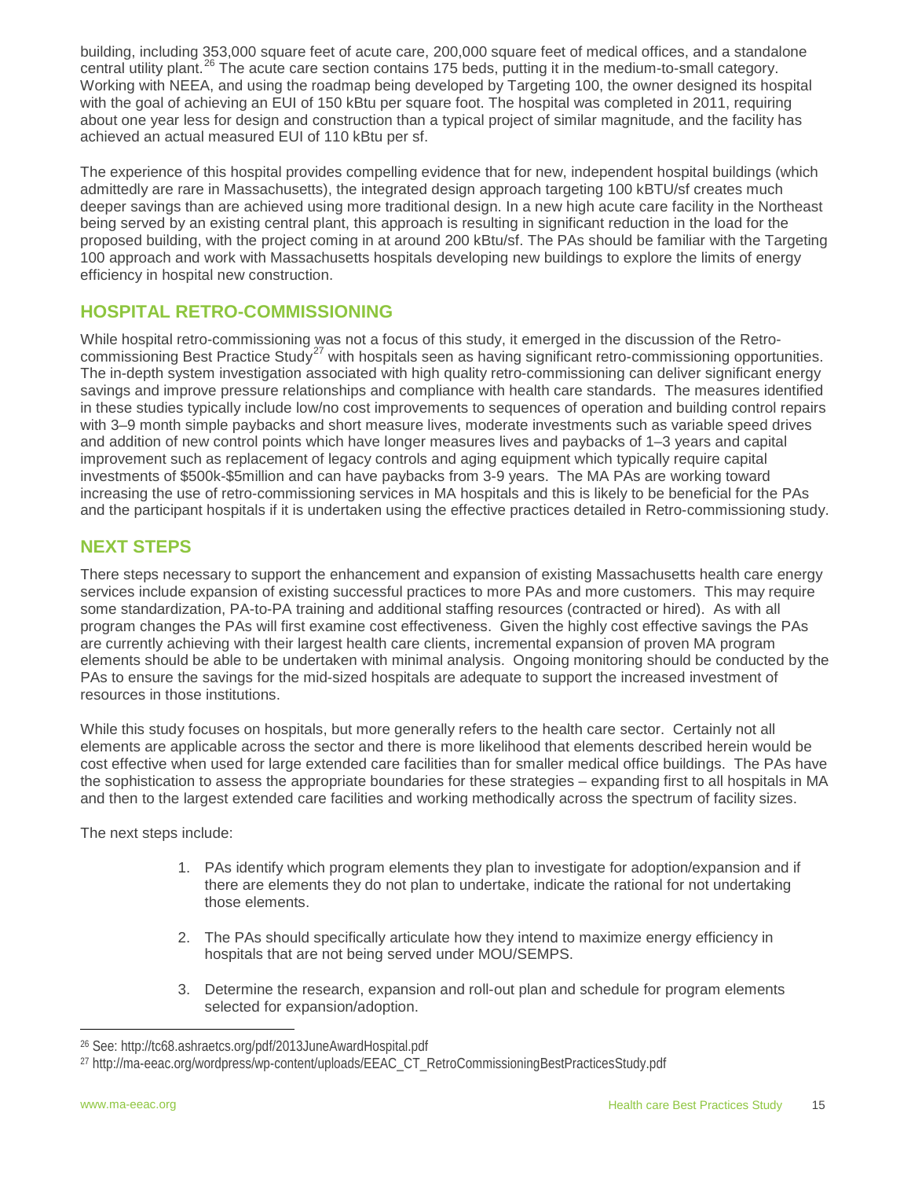building, including 353,000 square feet of acute care, 200,000 square feet of medical offices, and a standalone central utility plant.[26] The acute care section contains 175 beds, putting it in the medium-to-small category. Working with NEEA, and using the roadmap being developed by Targeting 100, the owner designed its hospital with the goal of achieving an EUI of 150 kBtu per square foot. The hospital was completed in 2011, requiring about one year less for design and construction than a typical project of similar magnitude, and the facility has achieved an actual measured EUI of 110 kBtu per sf.

The experience of this hospital provides compelling evidence that for new, independent hospital buildings (which admittedly are rare in Massachusetts), the integrated design approach targeting 100 kBTU/sf creates much deeper savings than are achieved using more traditional design. In a new high acute care facility in the Northeast being served by an existing central plant, this approach is resulting in significant reduction in the load for the proposed building, with the project coming in at around 200 kBtu/sf. The PAs should be familiar with the Targeting 100 approach and work with Massachusetts hospitals developing new buildings to explore the limits of energy efficiency in hospital new construction.

## HOSPITAL RETRO-COMMISSIONING

While hospital retro-commissioning was not a focus of this study, it emerged in the discussion of the Retro-commissioning Best Practice Study[27] with hospitals seen as having significant retro-commissioning opportunities. The in-depth system investigation associated with high quality retro-commissioning can deliver significant energy savings and improve pressure relationships and compliance with health care standards. The measures identified in these studies typically include low/no cost improvements to sequences of operation and building control repairs with 3–9 month simple paybacks and short measure lives, moderate investments such as variable speed drives and addition of new control points which have longer measures lives and paybacks of 1–3 years and capital improvement such as replacement of legacy controls and aging equipment which typically require capital investments of $500k-$5million and can have paybacks from 3-9 years. The MA PAs are working toward increasing the use of retro-commissioning services in MA hospitals and this is likely to be beneficial for the PAs and the participant hospitals if it is undertaken using the effective practices detailed in Retro-commissioning study.

## NEXT STEPS

There steps necessary to support the enhancement and expansion of existing Massachusetts health care energy services include expansion of existing successful practices to more PAs and more customers. This may require some standardization, PA-to-PA training and additional staffing resources (contracted or hired). As with all program changes the PAs will first examine cost effectiveness. Given the highly cost effective savings the PAs are currently achieving with their largest health care clients, incremental expansion of proven MA program elements should be able to be undertaken with minimal analysis. Ongoing monitoring should be conducted by the PAs to ensure the savings for the mid-sized hospitals are adequate to support the increased investment of resources in those institutions.

While this study focuses on hospitals, but more generally refers to the health care sector. Certainly not all elements are applicable across the sector and there is more likelihood that elements described herein would be cost effective when used for large extended care facilities than for smaller medical office buildings. The PAs have the sophistication to assess the appropriate boundaries for these strategies – expanding first to all hospitals in MA and then to the largest extended care facilities and working methodically across the spectrum of facility sizes.

The next steps include:

1. PAs identify which program elements they plan to investigate for adoption/expansion and if there are elements they do not plan to undertake, indicate the rational for not undertaking those elements.

2. The PAs should specifically articulate how they intend to maximize energy efficiency in hospitals that are not being served under MOU/SEMPS.

3. Determine the research, expansion and roll-out plan and schedule for program elements selected for expansion/adoption.

[26] See: http://tc68.ashraetcs.org/pdf/2013JuneAwardHospital.pdf

[27] http://ma-eeac.org/wordpress/wp-content/uploads/EEAC_CT_RetroCommissioningBestPracticesStudy.pdf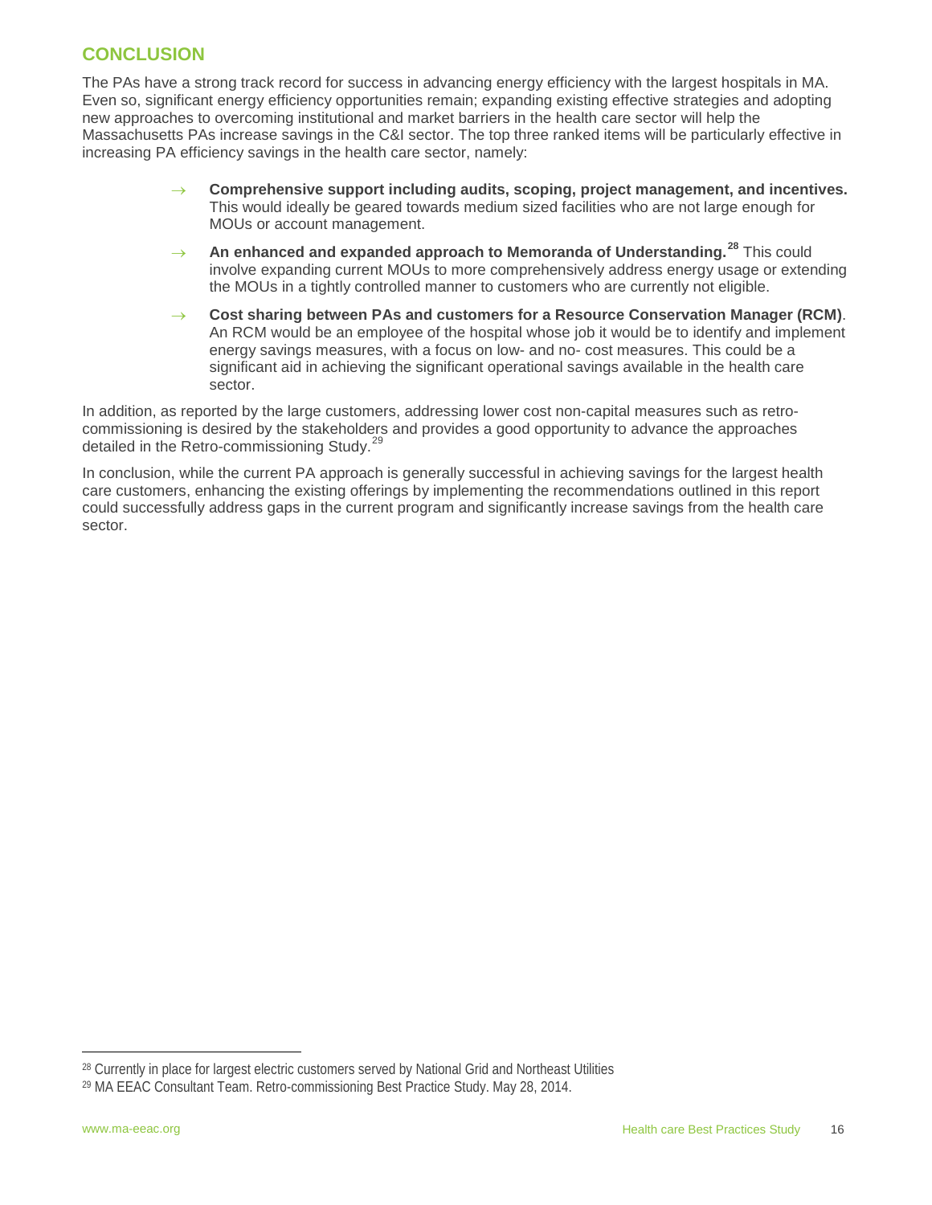## CONCLUSION

The PAs have a strong track record for success in advancing energy efficiency with the largest hospitals in MA. Even so, significant energy efficiency opportunities remain; expanding existing effective strategies and adopting new approaches to overcoming institutional and market barriers in the health care sector will help the Massachusetts PAs increase savings in the C&I sector. The top three ranked items will be particularly effective in increasing PA efficiency savings in the health care sector, namely:

- **Comprehensive support including audits, scoping, project management, and incentives.** This would ideally be geared towards medium sized facilities who are not large enough for MOUs or account management.
- **An enhanced and expanded approach to Memoranda of Understanding.**[28] This could involve expanding current MOUs to more comprehensively address energy usage or extending the MOUs in a tightly controlled manner to customers who are currently not eligible.
- **Cost sharing between PAs and customers for a Resource Conservation Manager (RCM)**. An RCM would be an employee of the hospital whose job it would be to identify and implement energy savings measures, with a focus on low- and no- cost measures. This could be a significant aid in achieving the significant operational savings available in the health care sector.

In addition, as reported by the large customers, addressing lower cost non-capital measures such as retro-commissioning is desired by the stakeholders and provides a good opportunity to advance the approaches detailed in the Retro-commissioning Study.[29]

In conclusion, while the current PA approach is generally successful in achieving savings for the largest health care customers, enhancing the existing offerings by implementing the recommendations outlined in this report could successfully address gaps in the current program and significantly increase savings from the health care sector.

---

[28] Currently in place for largest electric customers served by National Grid and Northeast Utilities

[29] MA EEAC Consultant Team. Retro-commissioning Best Practice Study. May 28, 2014.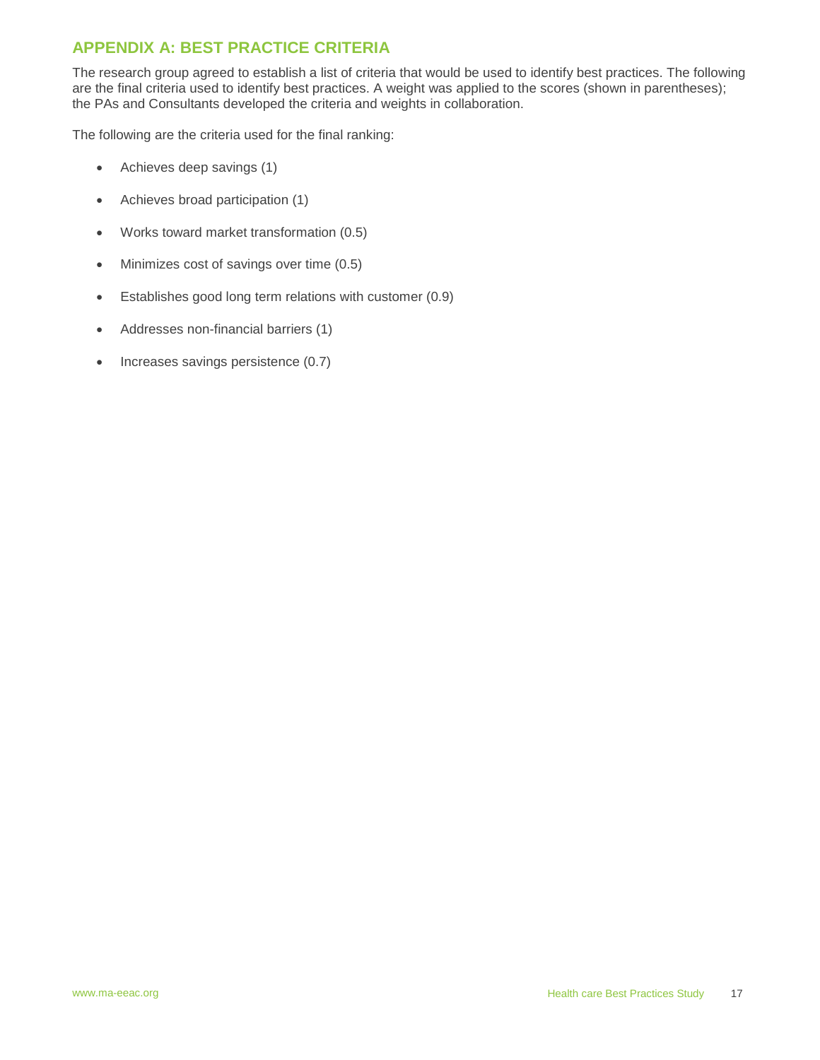## APPENDIX A: BEST PRACTICE CRITERIA

The research group agreed to establish a list of criteria that would be used to identify best practices. The following are the final criteria used to identify best practices. A weight was applied to the scores (shown in parentheses); the PAs and Consultants developed the criteria and weights in collaboration.

The following are the criteria used for the final ranking:

- Achieves deep savings (1)
- Achieves broad participation (1)
- Works toward market transformation (0.5)
- Minimizes cost of savings over time (0.5)
- Establishes good long term relations with customer (0.9)
- Addresses non-financial barriers (1)
- Increases savings persistence (0.7)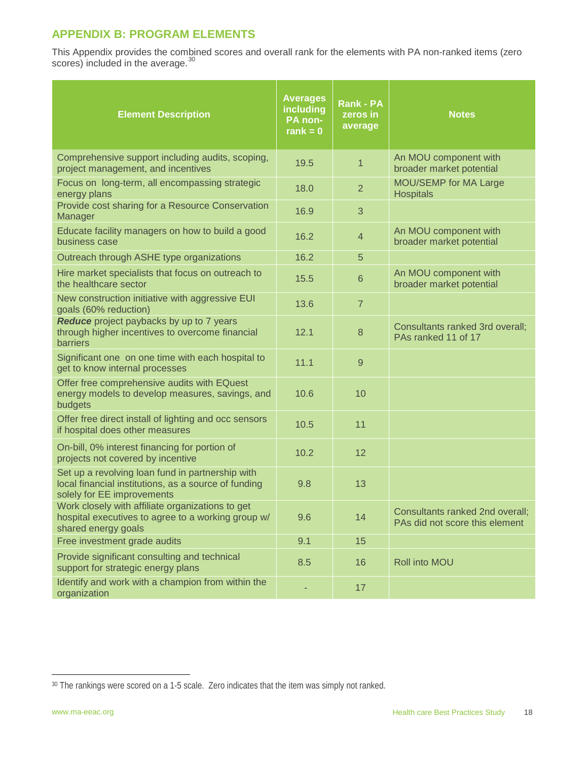## APPENDIX B: PROGRAM ELEMENTS

This Appendix provides the combined scores and overall rank for the elements with PA non-ranked items (zero scores) included in the average.[30]

| Element Description | Averages including PA non-rank = 0 | Rank - PA zeros in average | Notes |
|---|---|---|---|
| Comprehensive support including audits, scoping, project management, and incentives | 19.5 | 1 | An MOU component with broader market potential |
| Focus on long-term, all encompassing strategic energy plans | 18.0 | 2 | MOU/SEMP for MA Large Hospitals |
| Provide cost sharing for a Resource Conservation Manager | 16.9 | 3 | |
| Educate facility managers on how to build a good business case | 16.2 | 4 | An MOU component with broader market potential |
| Outreach through ASHE type organizations | 16.2 | 5 | |
| Hire market specialists that focus on outreach to the healthcare sector | 15.5 | 6 | An MOU component with broader market potential |
| New construction initiative with aggressive EUI goals (60% reduction) | 13.6 | 7 | |
| ***Reduce*** project paybacks by up to 7 years through higher incentives to overcome financial barriers | 12.1 | 8 | Consultants ranked 3rd overall; PAs ranked 11 of 17 |
| Significant one on one time with each hospital to get to know internal processes | 11.1 | 9 | |
| Offer free comprehensive audits with EQuest energy models to develop measures, savings, and budgets | 10.6 | 10 | |
| Offer free direct install of lighting and occ sensors if hospital does other measures | 10.5 | 11 | |
| On-bill, 0% interest financing for portion of projects not covered by incentive | 10.2 | 12 | |
| Set up a revolving loan fund in partnership with local financial institutions, as a source of funding solely for EE improvements | 9.8 | 13 | |
| Work closely with affiliate organizations to get hospital executives to agree to a working group w/ shared energy goals | 9.6 | 14 | Consultants ranked 2nd overall; PAs did not score this element |
| Free investment grade audits | 9.1 | 15 | |
| Provide significant consulting and technical support for strategic energy plans | 8.5 | 16 | Roll into MOU |
| Identify and work with a champion from within the organization | - | 17 | |

[30] The rankings were scored on a 1-5 scale. Zero indicates that the item was simply not ranked.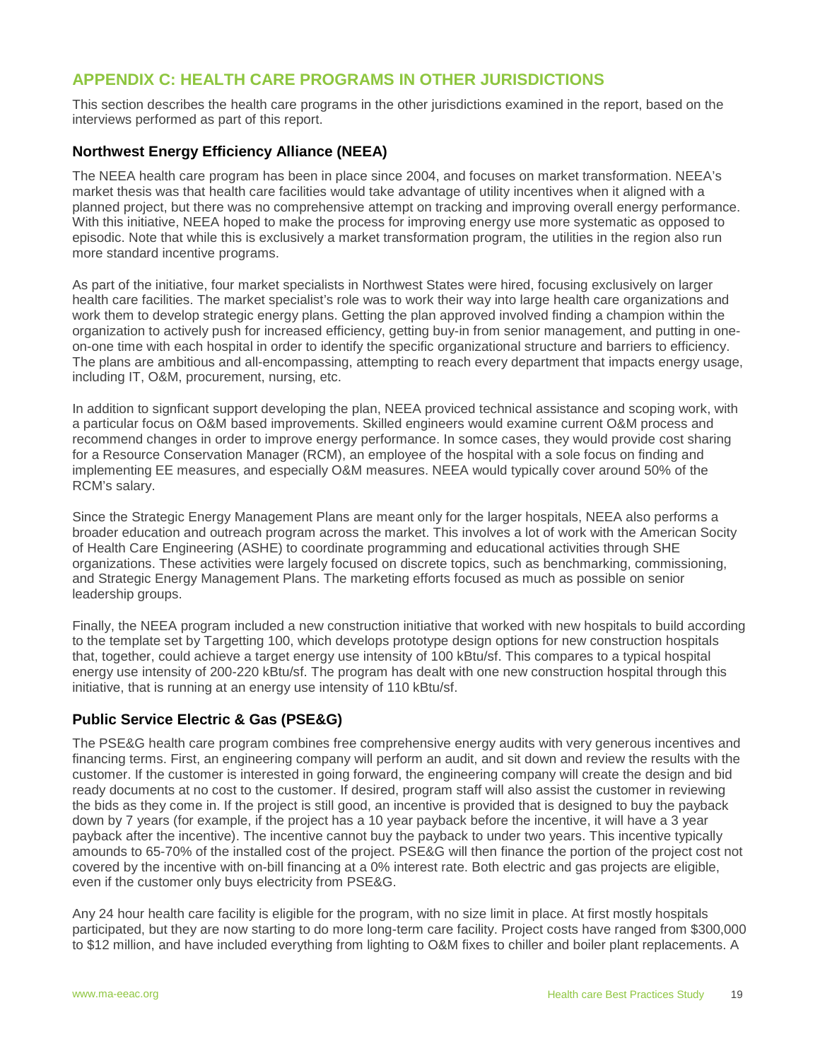## APPENDIX C: HEALTH CARE PROGRAMS IN OTHER JURISDICTIONS

This section describes the health care programs in the other jurisdictions examined in the report, based on the interviews performed as part of this report.

### Northwest Energy Efficiency Alliance (NEEA)

The NEEA health care program has been in place since 2004, and focuses on market transformation. NEEA's market thesis was that health care facilities would take advantage of utility incentives when it aligned with a planned project, but there was no comprehensive attempt on tracking and improving overall energy performance. With this initiative, NEEA hoped to make the process for improving energy use more systematic as opposed to episodic. Note that while this is exclusively a market transformation program, the utilities in the region also run more standard incentive programs.

As part of the initiative, four market specialists in Northwest States were hired, focusing exclusively on larger health care facilities. The market specialist's role was to work their way into large health care organizations and work them to develop strategic energy plans. Getting the plan approved involved finding a champion within the organization to actively push for increased efficiency, getting buy-in from senior management, and putting in one-on-one time with each hospital in order to identify the specific organizational structure and barriers to efficiency. The plans are ambitious and all-encompassing, attempting to reach every department that impacts energy usage, including IT, O&M, procurement, nursing, etc.

In addition to signficant support developing the plan, NEEA proviced technical assistance and scoping work, with a particular focus on O&M based improvements. Skilled engineers would examine current O&M process and recommend changes in order to improve energy performance. In somce cases, they would provide cost sharing for a Resource Conservation Manager (RCM), an employee of the hospital with a sole focus on finding and implementing EE measures, and especially O&M measures. NEEA would typically cover around 50% of the RCM's salary.

Since the Strategic Energy Management Plans are meant only for the larger hospitals, NEEA also performs a broader education and outreach program across the market. This involves a lot of work with the American Socity of Health Care Engineering (ASHE) to coordinate programming and educational activities through SHE organizations. These activities were largely focused on discrete topics, such as benchmarking, commissioning, and Strategic Energy Management Plans. The marketing efforts focused as much as possible on senior leadership groups.

Finally, the NEEA program included a new construction initiative that worked with new hospitals to build according to the template set by Targetting 100, which develops prototype design options for new construction hospitals that, together, could achieve a target energy use intensity of 100 kBtu/sf. This compares to a typical hospital energy use intensity of 200-220 kBtu/sf. The program has dealt with one new construction hospital through this initiative, that is running at an energy use intensity of 110 kBtu/sf.

### Public Service Electric & Gas (PSE&G)

The PSE&G health care program combines free comprehensive energy audits with very generous incentives and financing terms. First, an engineering company will perform an audit, and sit down and review the results with the customer. If the customer is interested in going forward, the engineering company will create the design and bid ready documents at no cost to the customer. If desired, program staff will also assist the customer in reviewing the bids as they come in. If the project is still good, an incentive is provided that is designed to buy the payback down by 7 years (for example, if the project has a 10 year payback before the incentive, it will have a 3 year payback after the incentive). The incentive cannot buy the payback to under two years. This incentive typically amounts to 65-70% of the installed cost of the project. PSE&G will then finance the portion of the project cost not covered by the incentive with on-bill financing at a 0% interest rate. Both electric and gas projects are eligible, even if the customer only buys electricity from PSE&G.

Any 24 hour health care facility is eligible for the program, with no size limit in place. At first mostly hospitals participated, but they are now starting to do more long-term care facility. Project costs have ranged from $300,000 to $12 million, and have included everything from lighting to O&M fixes to chiller and boiler plant replacements. A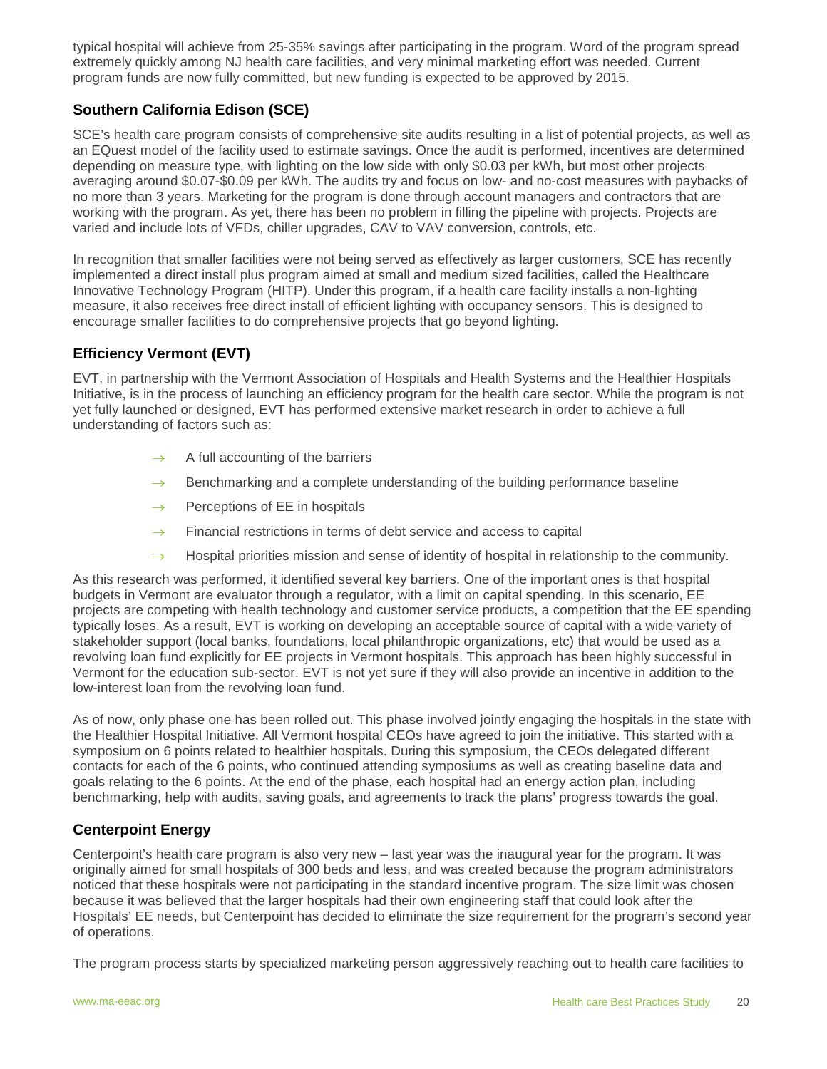typical hospital will achieve from 25-35% savings after participating in the program. Word of the program spread extremely quickly among NJ health care facilities, and very minimal marketing effort was needed. Current program funds are now fully committed, but new funding is expected to be approved by 2015.

### Southern California Edison (SCE)

SCE's health care program consists of comprehensive site audits resulting in a list of potential projects, as well as an EQuest model of the facility used to estimate savings. Once the audit is performed, incentives are determined depending on measure type, with lighting on the low side with only $0.03 per kWh, but most other projects averaging around $0.07-$0.09 per kWh. The audits try and focus on low- and no-cost measures with paybacks of no more than 3 years. Marketing for the program is done through account managers and contractors that are working with the program. As yet, there has been no problem in filling the pipeline with projects. Projects are varied and include lots of VFDs, chiller upgrades, CAV to VAV conversion, controls, etc.

In recognition that smaller facilities were not being served as effectively as larger customers, SCE has recently implemented a direct install plus program aimed at small and medium sized facilities, called the Healthcare Innovative Technology Program (HITP). Under this program, if a health care facility installs a non-lighting measure, it also receives free direct install of efficient lighting with occupancy sensors. This is designed to encourage smaller facilities to do comprehensive projects that go beyond lighting.

### Efficiency Vermont (EVT)

EVT, in partnership with the Vermont Association of Hospitals and Health Systems and the Healthier Hospitals Initiative, is in the process of launching an efficiency program for the health care sector. While the program is not yet fully launched or designed, EVT has performed extensive market research in order to achieve a full understanding of factors such as:

- A full accounting of the barriers
- Benchmarking and a complete understanding of the building performance baseline
- Perceptions of EE in hospitals
- Financial restrictions in terms of debt service and access to capital
- Hospital priorities mission and sense of identity of hospital in relationship to the community.

As this research was performed, it identified several key barriers. One of the important ones is that hospital budgets in Vermont are evaluator through a regulator, with a limit on capital spending. In this scenario, EE projects are competing with health technology and customer service products, a competition that the EE spending typically loses. As a result, EVT is working on developing an acceptable source of capital with a wide variety of stakeholder support (local banks, foundations, local philanthropic organizations, etc) that would be used as a revolving loan fund explicitly for EE projects in Vermont hospitals. This approach has been highly successful in Vermont for the education sub-sector. EVT is not yet sure if they will also provide an incentive in addition to the low-interest loan from the revolving loan fund.

As of now, only phase one has been rolled out. This phase involved jointly engaging the hospitals in the state with the Healthier Hospital Initiative. All Vermont hospital CEOs have agreed to join the initiative. This started with a symposium on 6 points related to healthier hospitals. During this symposium, the CEOs delegated different contacts for each of the 6 points, who continued attending symposiums as well as creating baseline data and goals relating to the 6 points. At the end of the phase, each hospital had an energy action plan, including benchmarking, help with audits, saving goals, and agreements to track the plans' progress towards the goal.

### Centerpoint Energy

Centerpoint's health care program is also very new – last year was the inaugural year for the program. It was originally aimed for small hospitals of 300 beds and less, and was created because the program administrators noticed that these hospitals were not participating in the standard incentive program. The size limit was chosen because it was believed that the larger hospitals had their own engineering staff that could look after the Hospitals' EE needs, but Centerpoint has decided to eliminate the size requirement for the program's second year of operations.

The program process starts by specialized marketing person aggressively reaching out to health care facilities to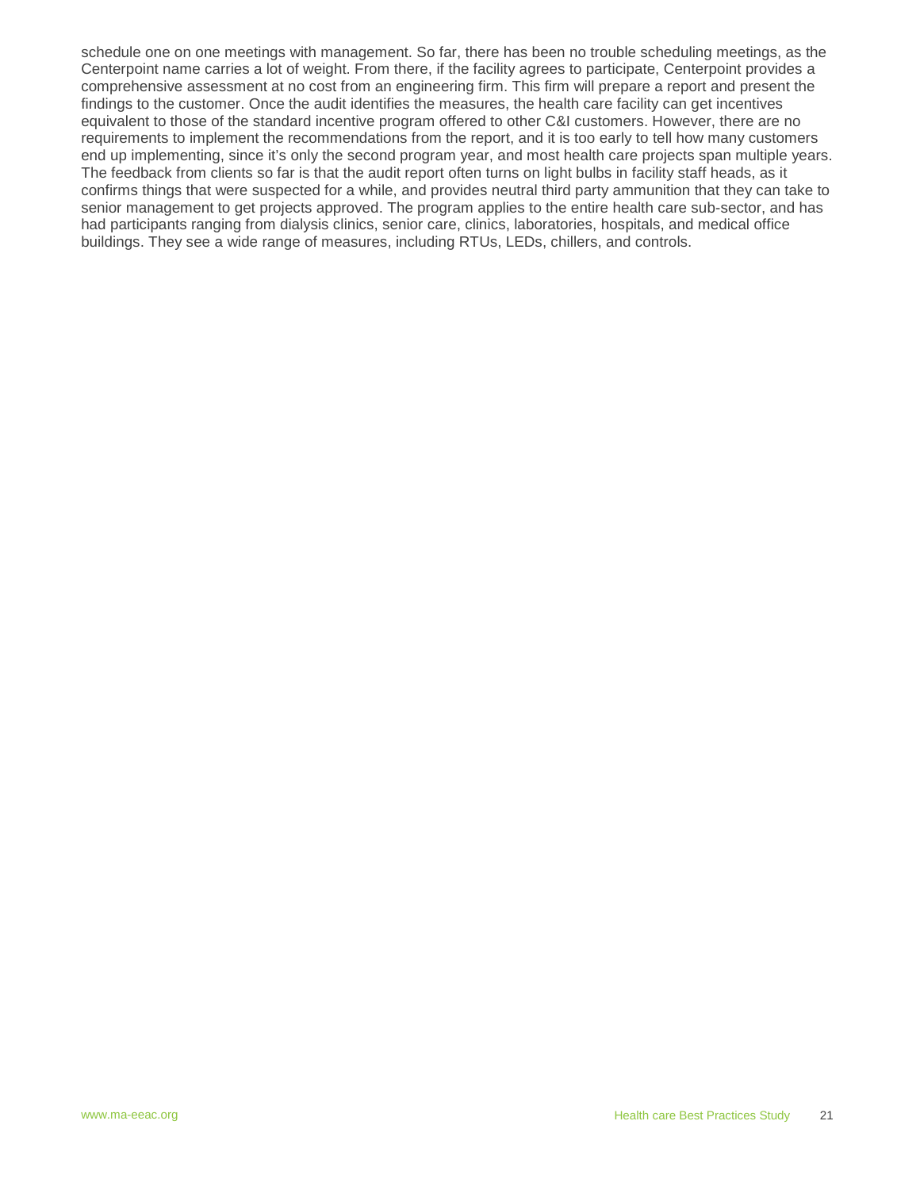schedule one on one meetings with management. So far, there has been no trouble scheduling meetings, as the Centerpoint name carries a lot of weight. From there, if the facility agrees to participate, Centerpoint provides a comprehensive assessment at no cost from an engineering firm. This firm will prepare a report and present the findings to the customer. Once the audit identifies the measures, the health care facility can get incentives equivalent to those of the standard incentive program offered to other C&I customers. However, there are no requirements to implement the recommendations from the report, and it is too early to tell how many customers end up implementing, since it's only the second program year, and most health care projects span multiple years. The feedback from clients so far is that the audit report often turns on light bulbs in facility staff heads, as it confirms things that were suspected for a while, and provides neutral third party ammunition that they can take to senior management to get projects approved. The program applies to the entire health care sub-sector, and has had participants ranging from dialysis clinics, senior care, clinics, laboratories, hospitals, and medical office buildings. They see a wide range of measures, including RTUs, LEDs, chillers, and controls.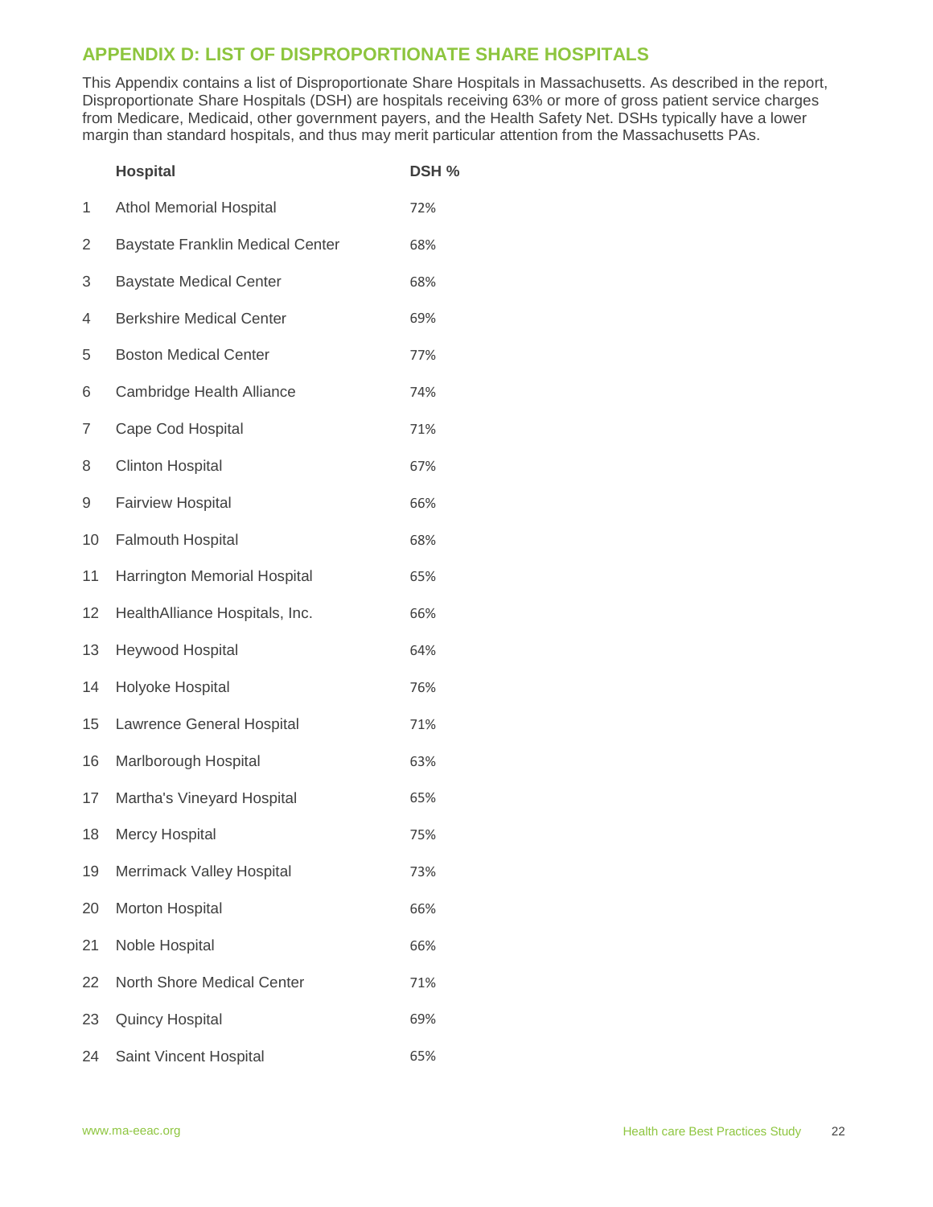## APPENDIX D: LIST OF DISPROPORTIONATE SHARE HOSPITALS

This Appendix contains a list of Disproportionate Share Hospitals in Massachusetts. As described in the report, Disproportionate Share Hospitals (DSH) are hospitals receiving 63% or more of gross patient service charges from Medicare, Medicaid, other government payers, and the Health Safety Net. DSHs typically have a lower margin than standard hospitals, and thus may merit particular attention from the Massachusetts PAs.

| | Hospital | DSH % |
|---|---|---|
| 1 | Athol Memorial Hospital | 72% |
| 2 | Baystate Franklin Medical Center | 68% |
| 3 | Baystate Medical Center | 68% |
| 4 | Berkshire Medical Center | 69% |
| 5 | Boston Medical Center | 77% |
| 6 | Cambridge Health Alliance | 74% |
| 7 | Cape Cod Hospital | 71% |
| 8 | Clinton Hospital | 67% |
| 9 | Fairview Hospital | 66% |
| 10 | Falmouth Hospital | 68% |
| 11 | Harrington Memorial Hospital | 65% |
| 12 | HealthAlliance Hospitals, Inc. | 66% |
| 13 | Heywood Hospital | 64% |
| 14 | Holyoke Hospital | 76% |
| 15 | Lawrence General Hospital | 71% |
| 16 | Marlborough Hospital | 63% |
| 17 | Martha's Vineyard Hospital | 65% |
| 18 | Mercy Hospital | 75% |
| 19 | Merrimack Valley Hospital | 73% |
| 20 | Morton Hospital | 66% |
| 21 | Noble Hospital | 66% |
| 22 | North Shore Medical Center | 71% |
| 23 | Quincy Hospital | 69% |
| 24 | Saint Vincent Hospital | 65% |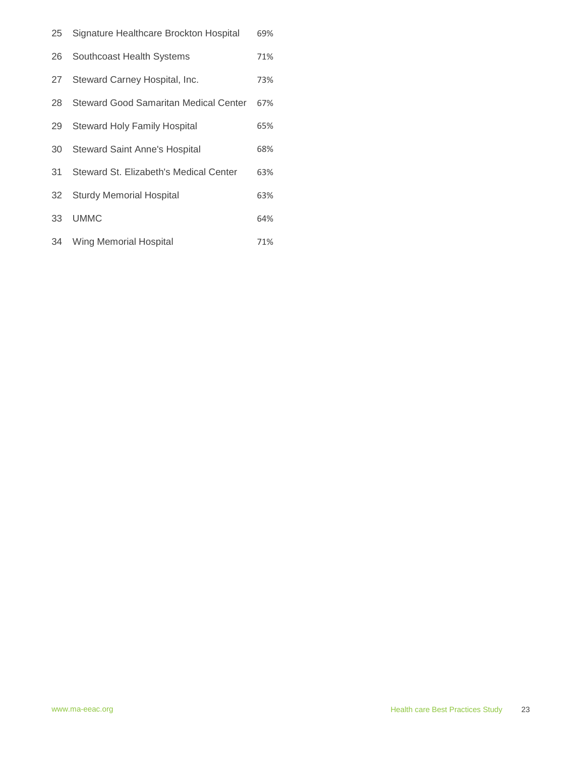| | | |
|---|---|---|
| 25 | Signature Healthcare Brockton Hospital | 69% |
| 26 | Southcoast Health Systems | 71% |
| 27 | Steward Carney Hospital, Inc. | 73% |
| 28 | Steward Good Samaritan Medical Center | 67% |
| 29 | Steward Holy Family Hospital | 65% |
| 30 | Steward Saint Anne's Hospital | 68% |
| 31 | Steward St. Elizabeth's Medical Center | 63% |
| 32 | Sturdy Memorial Hospital | 63% |
| 33 | UMMC | 64% |
| 34 | Wing Memorial Hospital | 71% |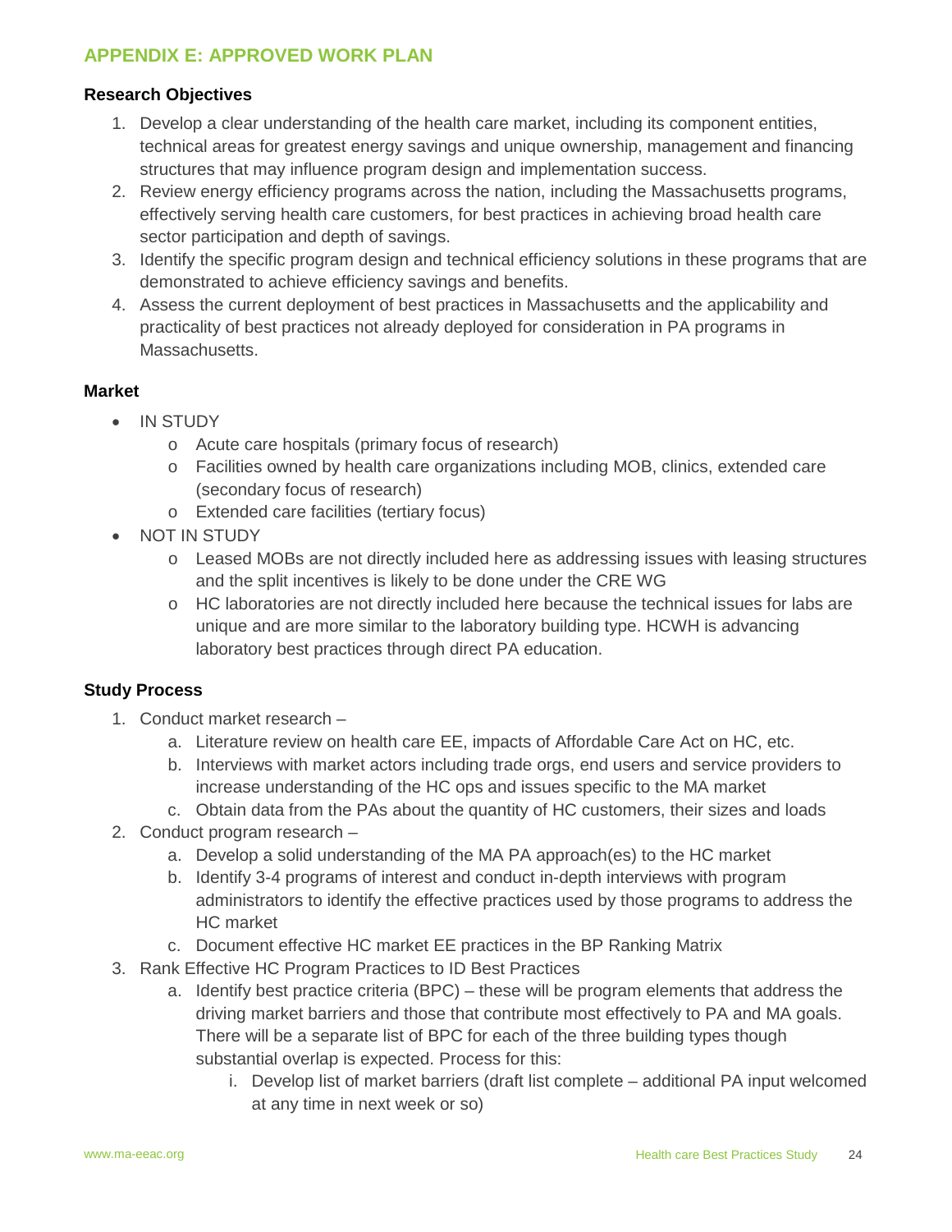## APPENDIX E: APPROVED WORK PLAN

### Research Objectives

1. Develop a clear understanding of the health care market, including its component entities, technical areas for greatest energy savings and unique ownership, management and financing structures that may influence program design and implementation success.
2. Review energy efficiency programs across the nation, including the Massachusetts programs, effectively serving health care customers, for best practices in achieving broad health care sector participation and depth of savings.
3. Identify the specific program design and technical efficiency solutions in these programs that are demonstrated to achieve efficiency savings and benefits.
4. Assess the current deployment of best practices in Massachusetts and the applicability and practicality of best practices not already deployed for consideration in PA programs in Massachusetts.

### Market

- IN STUDY
  - Acute care hospitals (primary focus of research)
  - Facilities owned by health care organizations including MOB, clinics, extended care (secondary focus of research)
  - Extended care facilities (tertiary focus)
- NOT IN STUDY
  - Leased MOBs are not directly included here as addressing issues with leasing structures and the split incentives is likely to be done under the CRE WG
  - HC laboratories are not directly included here because the technical issues for labs are unique and are more similar to the laboratory building type. HCWH is advancing laboratory best practices through direct PA education.

### Study Process

1. Conduct market research –
   a. Literature review on health care EE, impacts of Affordable Care Act on HC, etc.
   b. Interviews with market actors including trade orgs, end users and service providers to increase understanding of the HC ops and issues specific to the MA market
   c. Obtain data from the PAs about the quantity of HC customers, their sizes and loads
2. Conduct program research –
   a. Develop a solid understanding of the MA PA approach(es) to the HC market
   b. Identify 3-4 programs of interest and conduct in-depth interviews with program administrators to identify the effective practices used by those programs to address the HC market
   c. Document effective HC market EE practices in the BP Ranking Matrix
3. Rank Effective HC Program Practices to ID Best Practices
   a. Identify best practice criteria (BPC) – these will be program elements that address the driving market barriers and those that contribute most effectively to PA and MA goals. There will be a separate list of BPC for each of the three building types though substantial overlap is expected. Process for this:
      i. Develop list of market barriers (draft list complete – additional PA input welcomed at any time in next week or so)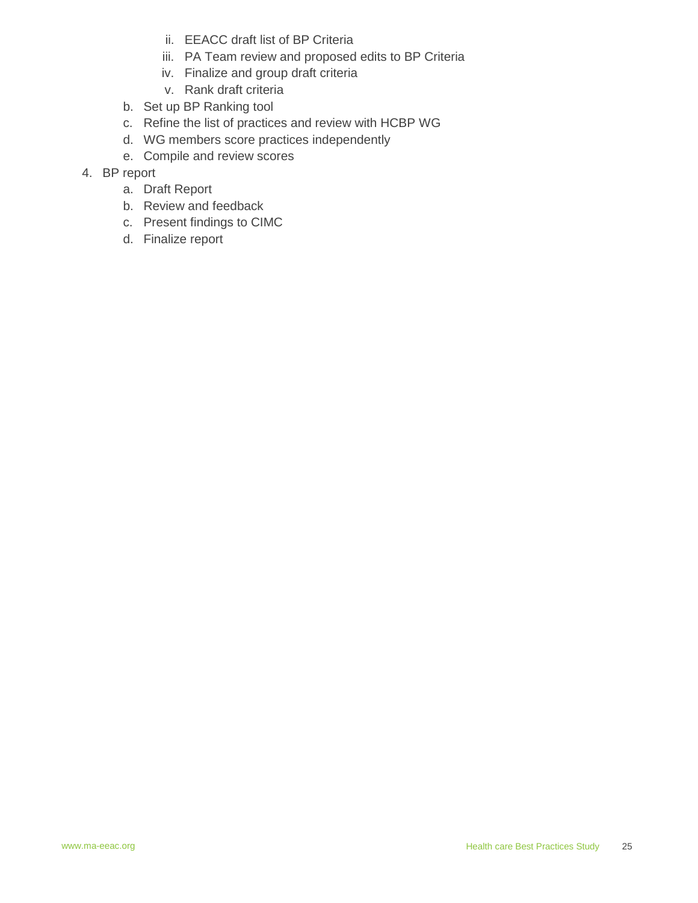ii. EEACC draft list of BP Criteria
   iii. PA Team review and proposed edits to BP Criteria
   iv. Finalize and group draft criteria
   v. Rank draft criteria

  b. Set up BP Ranking tool
  c. Refine the list of practices and review with HCBP WG
  d. WG members score practices independently
  e. Compile and review scores

4. BP report
   a. Draft Report
   b. Review and feedback
   c. Present findings to CIMC
   d. Finalize report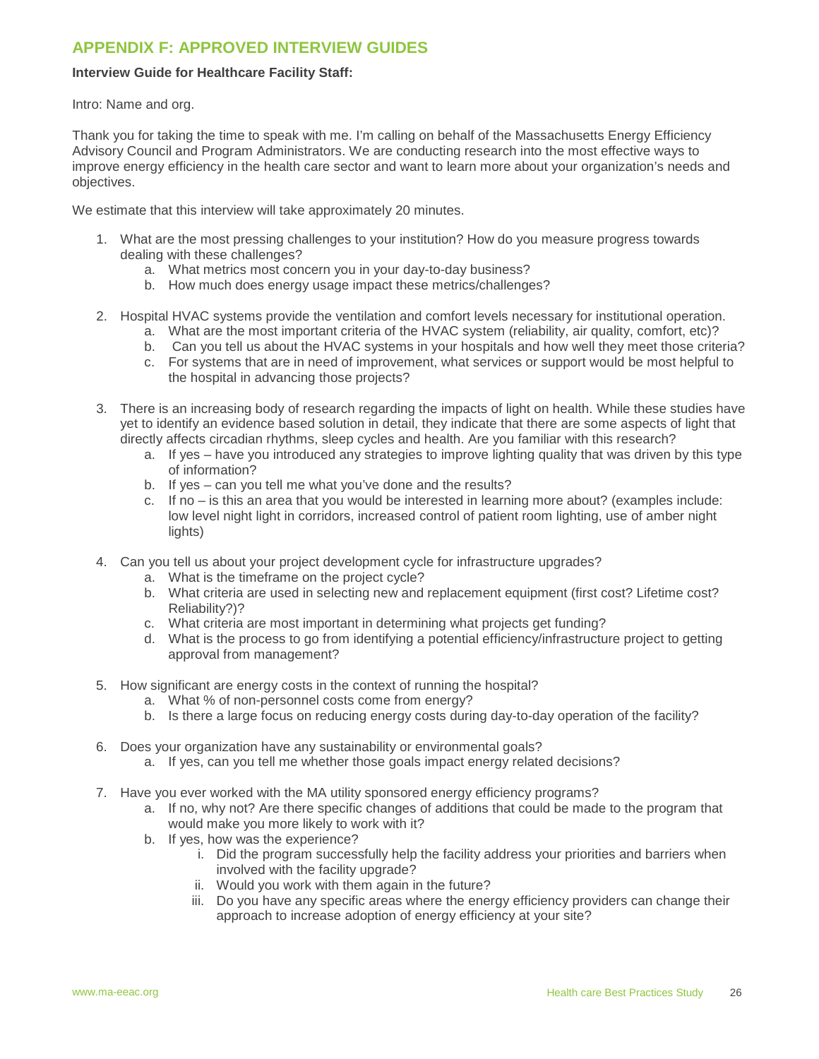## APPENDIX F: APPROVED INTERVIEW GUIDES

**Interview Guide for Healthcare Facility Staff:**

Intro: Name and org.

Thank you for taking the time to speak with me. I'm calling on behalf of the Massachusetts Energy Efficiency Advisory Council and Program Administrators. We are conducting research into the most effective ways to improve energy efficiency in the health care sector and want to learn more about your organization's needs and objectives.

We estimate that this interview will take approximately 20 minutes.

1. What are the most pressing challenges to your institution? How do you measure progress towards dealing with these challenges?
    a. What metrics most concern you in your day-to-day business?
    b. How much does energy usage impact these metrics/challenges?

2. Hospital HVAC systems provide the ventilation and comfort levels necessary for institutional operation.
    a. What are the most important criteria of the HVAC system (reliability, air quality, comfort, etc)?
    b. Can you tell us about the HVAC systems in your hospitals and how well they meet those criteria?
    c. For systems that are in need of improvement, what services or support would be most helpful to the hospital in advancing those projects?

3. There is an increasing body of research regarding the impacts of light on health. While these studies have yet to identify an evidence based solution in detail, they indicate that there are some aspects of light that directly affects circadian rhythms, sleep cycles and health. Are you familiar with this research?
    a. If yes – have you introduced any strategies to improve lighting quality that was driven by this type of information?
    b. If yes – can you tell me what you've done and the results?
    c. If no – is this an area that you would be interested in learning more about? (examples include: low level night light in corridors, increased control of patient room lighting, use of amber night lights)

4. Can you tell us about your project development cycle for infrastructure upgrades?
    a. What is the timeframe on the project cycle?
    b. What criteria are used in selecting new and replacement equipment (first cost? Lifetime cost? Reliability?)?
    c. What criteria are most important in determining what projects get funding?
    d. What is the process to go from identifying a potential efficiency/infrastructure project to getting approval from management?

5. How significant are energy costs in the context of running the hospital?
    a. What % of non-personnel costs come from energy?
    b. Is there a large focus on reducing energy costs during day-to-day operation of the facility?

6. Does your organization have any sustainability or environmental goals?
    a. If yes, can you tell me whether those goals impact energy related decisions?

7. Have you ever worked with the MA utility sponsored energy efficiency programs?
    a. If no, why not? Are there specific changes of additions that could be made to the program that would make you more likely to work with it?
    b. If yes, how was the experience?
        i. Did the program successfully help the facility address your priorities and barriers when involved with the facility upgrade?
        ii. Would you work with them again in the future?
        iii. Do you have any specific areas where the energy efficiency providers can change their approach to increase adoption of energy efficiency at your site?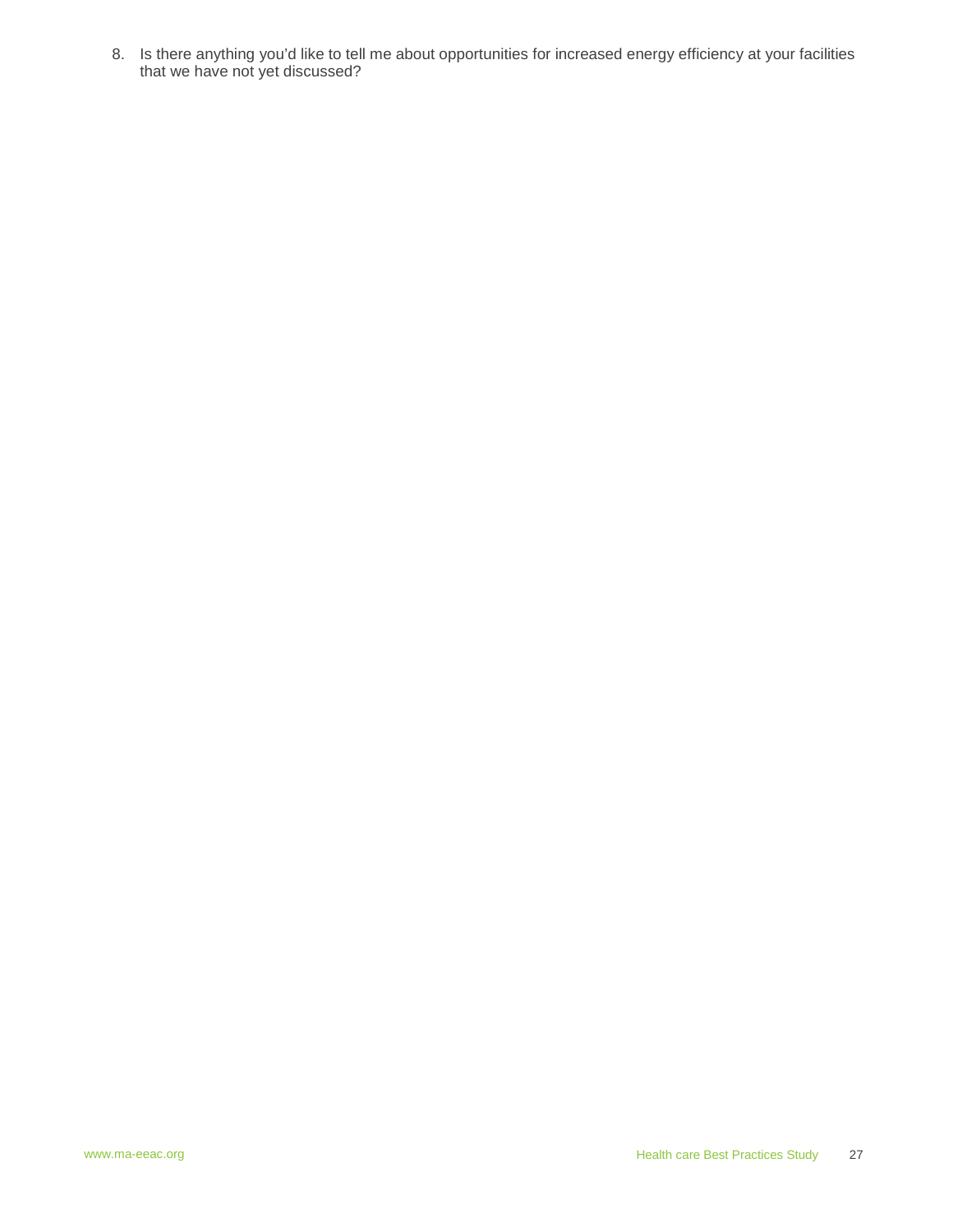8. Is there anything you'd like to tell me about opportunities for increased energy efficiency at your facilities that we have not yet discussed?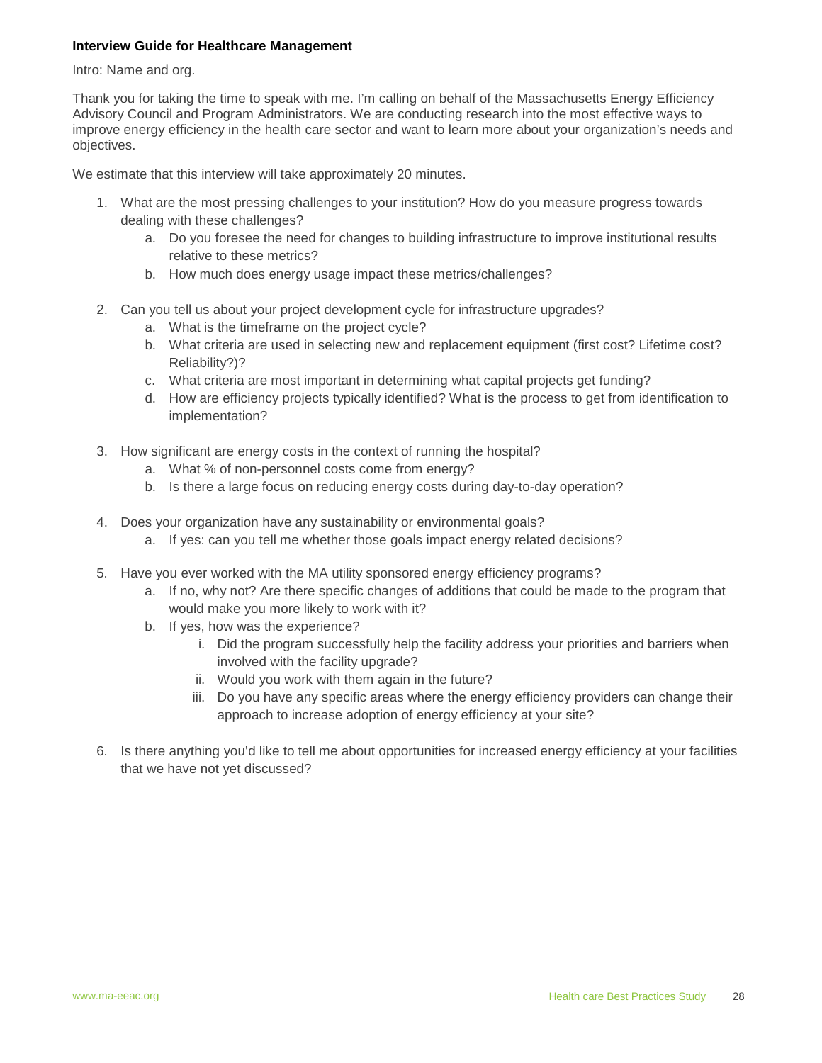**Interview Guide for Healthcare Management**

Intro: Name and org.

Thank you for taking the time to speak with me. I'm calling on behalf of the Massachusetts Energy Efficiency Advisory Council and Program Administrators. We are conducting research into the most effective ways to improve energy efficiency in the health care sector and want to learn more about your organization's needs and objectives.

We estimate that this interview will take approximately 20 minutes.

1. What are the most pressing challenges to your institution? How do you measure progress towards dealing with these challenges?
    a. Do you foresee the need for changes to building infrastructure to improve institutional results relative to these metrics?
    b. How much does energy usage impact these metrics/challenges?

2. Can you tell us about your project development cycle for infrastructure upgrades?
    a. What is the timeframe on the project cycle?
    b. What criteria are used in selecting new and replacement equipment (first cost? Lifetime cost? Reliability?)?
    c. What criteria are most important in determining what capital projects get funding?
    d. How are efficiency projects typically identified? What is the process to get from identification to implementation?

3. How significant are energy costs in the context of running the hospital?
    a. What % of non-personnel costs come from energy?
    b. Is there a large focus on reducing energy costs during day-to-day operation?

4. Does your organization have any sustainability or environmental goals?
    a. If yes: can you tell me whether those goals impact energy related decisions?

5. Have you ever worked with the MA utility sponsored energy efficiency programs?
    a. If no, why not? Are there specific changes of additions that could be made to the program that would make you more likely to work with it?
    b. If yes, how was the experience?
        i. Did the program successfully help the facility address your priorities and barriers when involved with the facility upgrade?
        ii. Would you work with them again in the future?
        iii. Do you have any specific areas where the energy efficiency providers can change their approach to increase adoption of energy efficiency at your site?

6. Is there anything you'd like to tell me about opportunities for increased energy efficiency at your facilities that we have not yet discussed?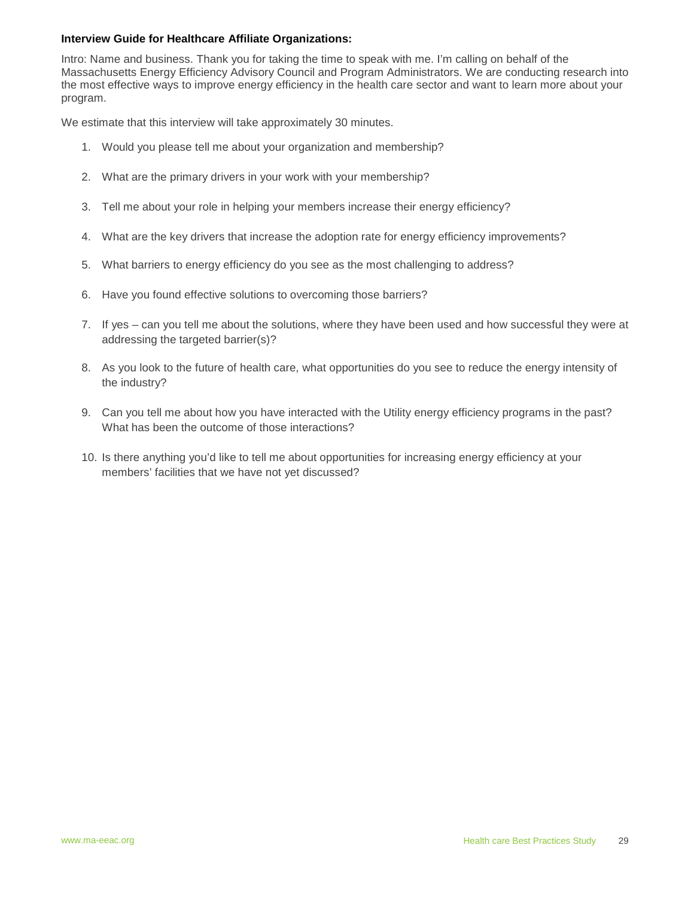**Interview Guide for Healthcare Affiliate Organizations:**

Intro: Name and business. Thank you for taking the time to speak with me. I'm calling on behalf of the Massachusetts Energy Efficiency Advisory Council and Program Administrators. We are conducting research into the most effective ways to improve energy efficiency in the health care sector and want to learn more about your program.

We estimate that this interview will take approximately 30 minutes.

1. Would you please tell me about your organization and membership?
2. What are the primary drivers in your work with your membership?
3. Tell me about your role in helping your members increase their energy efficiency?
4. What are the key drivers that increase the adoption rate for energy efficiency improvements?
5. What barriers to energy efficiency do you see as the most challenging to address?
6. Have you found effective solutions to overcoming those barriers?
7. If yes – can you tell me about the solutions, where they have been used and how successful they were at addressing the targeted barrier(s)?
8. As you look to the future of health care, what opportunities do you see to reduce the energy intensity of the industry?
9. Can you tell me about how you have interacted with the Utility energy efficiency programs in the past? What has been the outcome of those interactions?
10. Is there anything you'd like to tell me about opportunities for increasing energy efficiency at your members' facilities that we have not yet discussed?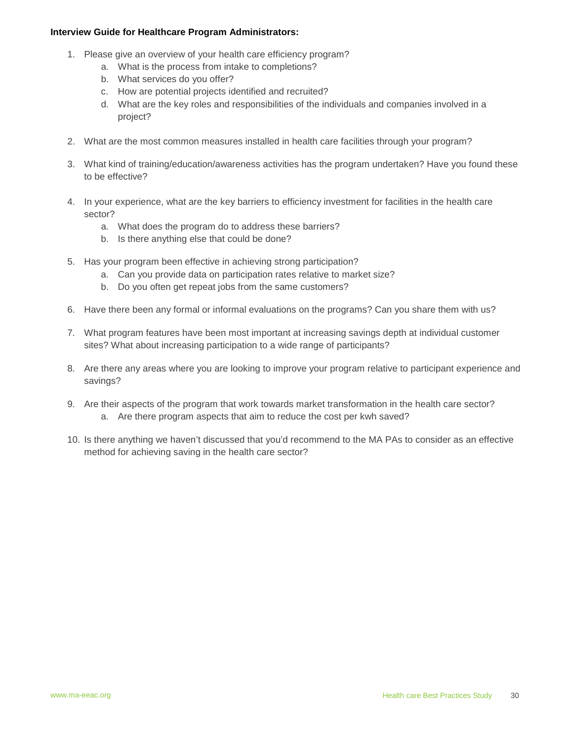**Interview Guide for Healthcare Program Administrators:**

1. Please give an overview of your health care efficiency program?
    a. What is the process from intake to completions?
    b. What services do you offer?
    c. How are potential projects identified and recruited?
    d. What are the key roles and responsibilities of the individuals and companies involved in a project?

2. What are the most common measures installed in health care facilities through your program?

3. What kind of training/education/awareness activities has the program undertaken? Have you found these to be effective?

4. In your experience, what are the key barriers to efficiency investment for facilities in the health care sector?
    a. What does the program do to address these barriers?
    b. Is there anything else that could be done?

5. Has your program been effective in achieving strong participation?
    a. Can you provide data on participation rates relative to market size?
    b. Do you often get repeat jobs from the same customers?

6. Have there been any formal or informal evaluations on the programs? Can you share them with us?

7. What program features have been most important at increasing savings depth at individual customer sites? What about increasing participation to a wide range of participants?

8. Are there any areas where you are looking to improve your program relative to participant experience and savings?

9. Are their aspects of the program that work towards market transformation in the health care sector?
    a. Are there program aspects that aim to reduce the cost per kwh saved?

10. Is there anything we haven't discussed that you'd recommend to the MA PAs to consider as an effective method for achieving saving in the health care sector?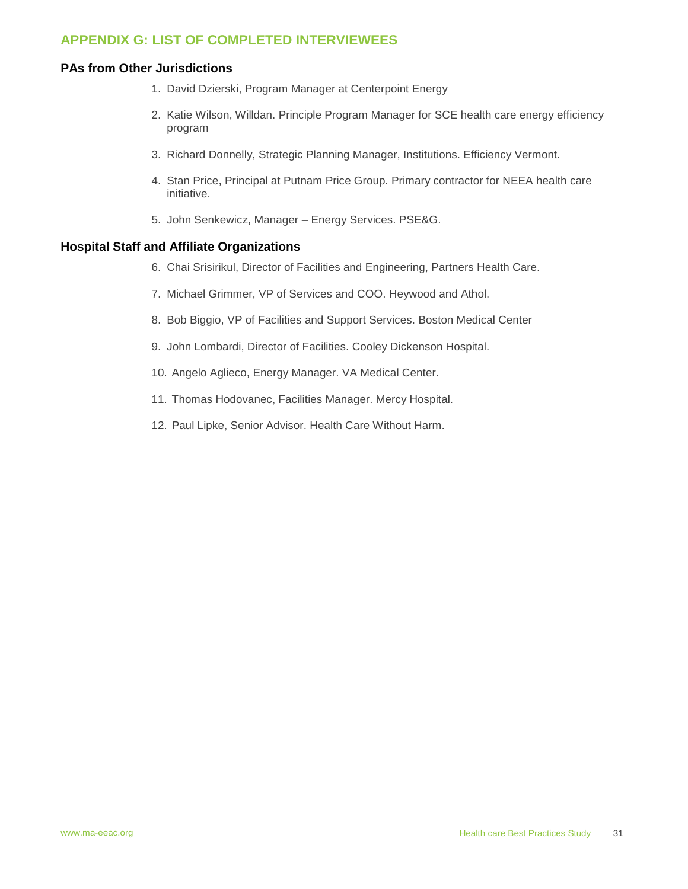## APPENDIX G: LIST OF COMPLETED INTERVIEWEES

### PAs from Other Jurisdictions

1. David Dzierski, Program Manager at Centerpoint Energy
2. Katie Wilson, Willdan. Principle Program Manager for SCE health care energy efficiency program
3. Richard Donnelly, Strategic Planning Manager, Institutions. Efficiency Vermont.
4. Stan Price, Principal at Putnam Price Group. Primary contractor for NEEA health care initiative.
5. John Senkewicz, Manager – Energy Services. PSE&G.

### Hospital Staff and Affiliate Organizations

6. Chai Srisirikul, Director of Facilities and Engineering, Partners Health Care.
7. Michael Grimmer, VP of Services and COO. Heywood and Athol.
8. Bob Biggio, VP of Facilities and Support Services. Boston Medical Center
9. John Lombardi, Director of Facilities. Cooley Dickenson Hospital.
10. Angelo Aglieco, Energy Manager. VA Medical Center.
11. Thomas Hodovanec, Facilities Manager. Mercy Hospital.
12. Paul Lipke, Senior Advisor. Health Care Without Harm.